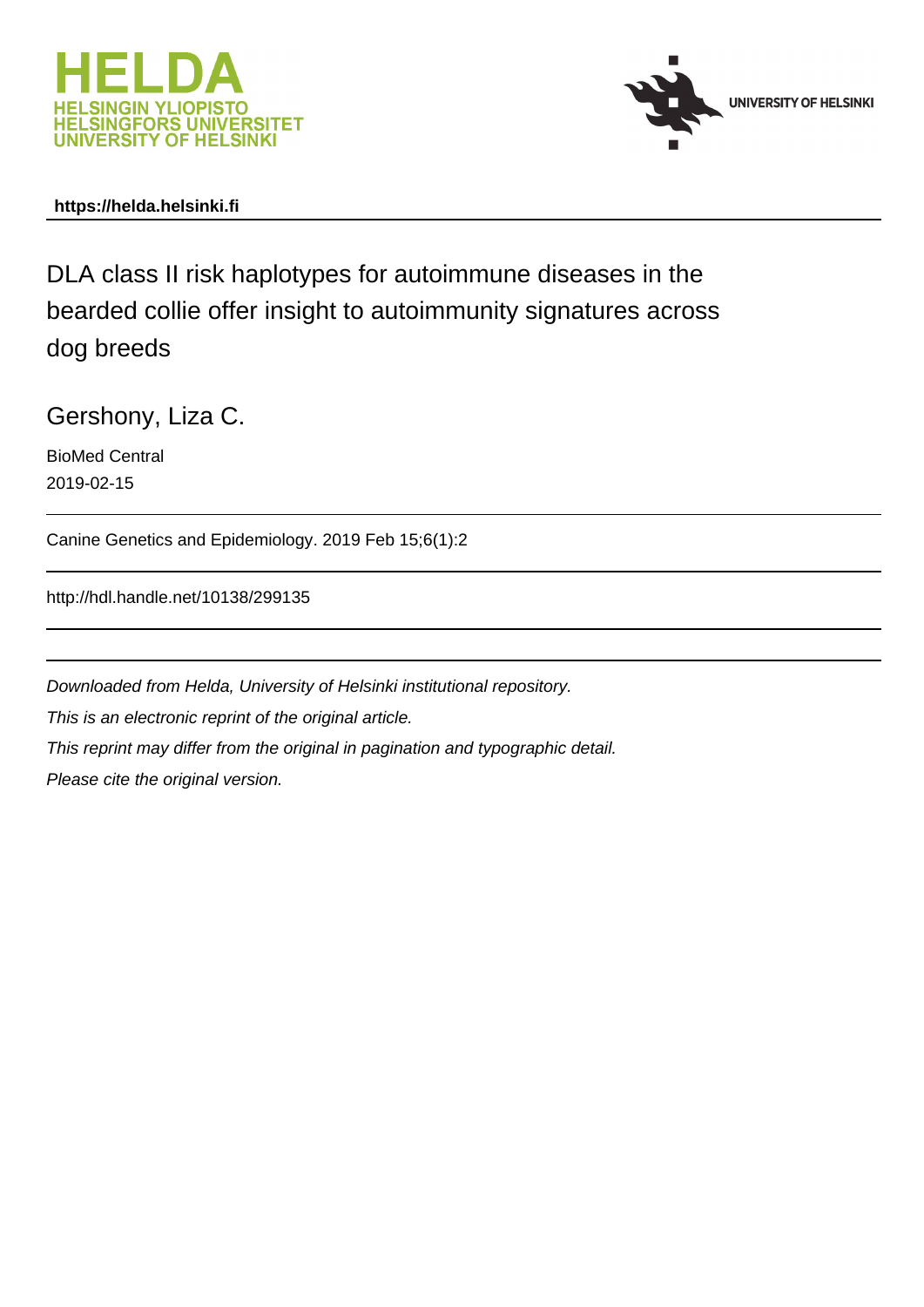https://helda.helsinki.fi

# DLA class II risk haplotypes for autoimmune diseases in the bearded collie offer insight to autoimmunity signatures across dog breeds

Gershony, Liza C.

BioMed Central
2019-02-15

Canine Genetics and Epidemiology. 2019 Feb 15;6(1):2

http://hdl.handle.net/10138/299135

*Downloaded from Helda, University of Helsinki institutional repository.*

*This is an electronic reprint of the original article.*

*This reprint may differ from the original in pagination and typographic detail.*

*Please cite the original version.*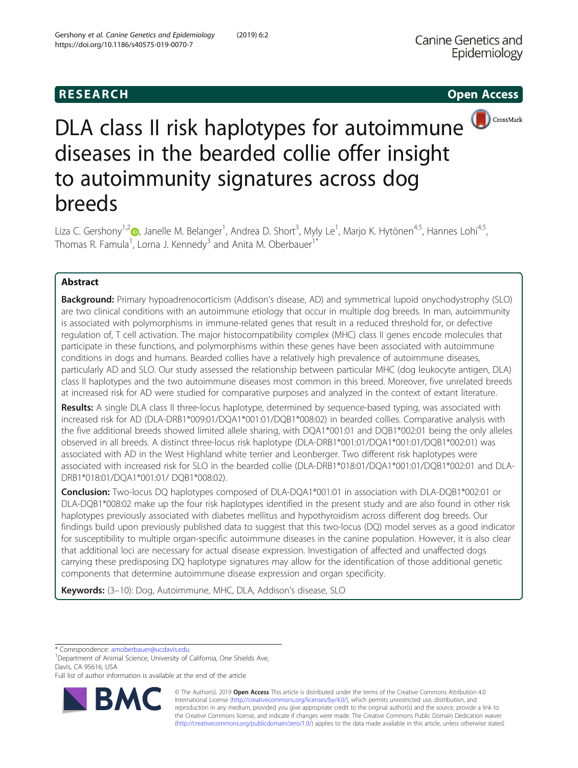# DLA class II risk haplotypes for autoimmune diseases in the bearded collie offer insight to autoimmunity signatures across dog breeds

Liza C. Gershony[1,2], Janelle M. Belanger[1], Andrea D. Short[3], Myly Le[1], Marjo K. Hytönen[4,5], Hannes Lohi[4,5], Thomas R. Famula[1], Lorna J. Kennedy[3] and Anita M. Oberbauer[1*]

## Abstract

**Background:** Primary hypoadrenocorticism (Addison's disease, AD) and symmetrical lupoid onychodystrophy (SLO) are two clinical conditions with an autoimmune etiology that occur in multiple dog breeds. In man, autoimmunity is associated with polymorphisms in immune-related genes that result in a reduced threshold for, or defective regulation of, T cell activation. The major histocompatibility complex (MHC) class II genes encode molecules that participate in these functions, and polymorphisms within these genes have been associated with autoimmune conditions in dogs and humans. Bearded collies have a relatively high prevalence of autoimmune diseases, particularly AD and SLO. Our study assessed the relationship between particular MHC (dog leukocyte antigen, DLA) class II haplotypes and the two autoimmune diseases most common in this breed. Moreover, five unrelated breeds at increased risk for AD were studied for comparative purposes and analyzed in the context of extant literature.

**Results:** A single DLA class II three-locus haplotype, determined by sequence-based typing, was associated with increased risk for AD (DLA-DRB1\*009:01/DQA1\*001:01/DQB1\*008:02) in bearded collies. Comparative analysis with the five additional breeds showed limited allele sharing, with DQA1\*001:01 and DQB1\*002:01 being the only alleles observed in all breeds. A distinct three-locus risk haplotype (DLA-DRB1\*001:01/DQA1\*001:01/DQB1\*002:01) was associated with AD in the West Highland white terrier and Leonberger. Two different risk haplotypes were associated with increased risk for SLO in the bearded collie (DLA-DRB1\*018:01/DQA1\*001:01/DQB1\*002:01 and DLA-DRB1\*018:01/DQA1\*001:01/ DQB1\*008:02).

**Conclusion:** Two-locus DQ haplotypes composed of DLA-DQA1\*001:01 in association with DLA-DQB1\*002:01 or DLA-DQB1\*008:02 make up the four risk haplotypes identified in the present study and are also found in other risk haplotypes previously associated with diabetes mellitus and hypothyroidism across different dog breeds. Our findings build upon previously published data to suggest that this two-locus (DQ) model serves as a good indicator for susceptibility to multiple organ-specific autoimmune diseases in the canine population. However, it is also clear that additional loci are necessary for actual disease expression. Investigation of affected and unaffected dogs carrying these predisposing DQ haplotype signatures may allow for the identification of those additional genetic components that determine autoimmune disease expression and organ specificity.

**Keywords:** (3–10): Dog, Autoimmune, MHC, DLA, Addison's disease, SLO

\* Correspondence: amoberbauer@ucdavis.edu

[1]Department of Animal Science, University of California, One Shields Ave, Davis, CA 95616, USA

Full list of author information is available at the end of the article

© The Author(s). 2019 **Open Access** This article is distributed under the terms of the Creative Commons Attribution 4.0 International License (http://creativecommons.org/licenses/by/4.0/), which permits unrestricted use, distribution, and reproduction in any medium, provided you give appropriate credit to the original author(s) and the source, provide a link to the Creative Commons license, and indicate if changes were made. The Creative Commons Public Domain Dedication waiver (http://creativecommons.org/publicdomain/zero/1.0/) applies to the data made available in this article, unless otherwise stated.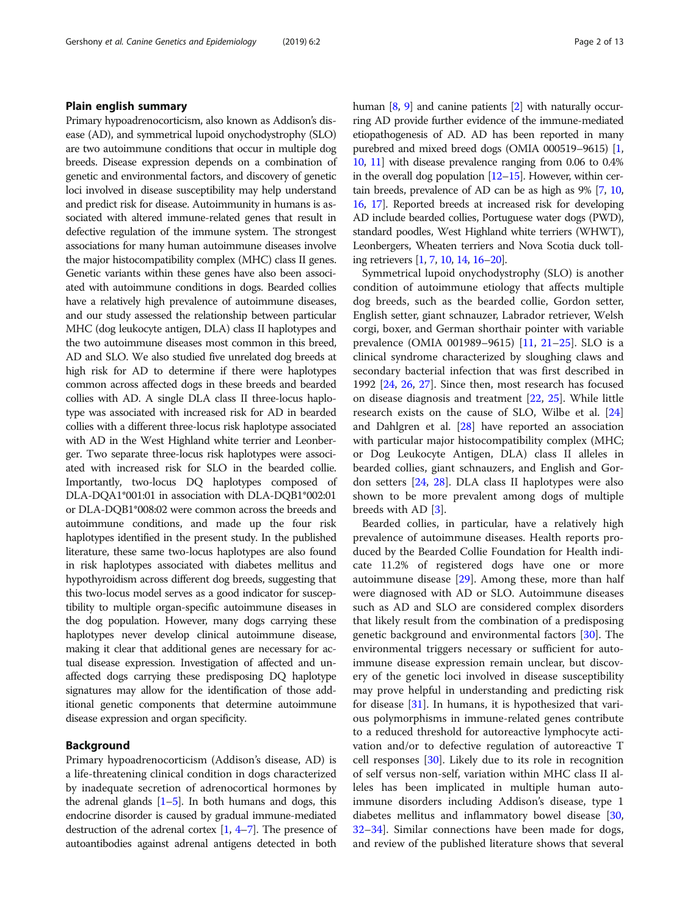## Plain english summary

Primary hypoadrenocorticism, also known as Addison's disease (AD), and symmetrical lupoid onychodystrophy (SLO) are two autoimmune conditions that occur in multiple dog breeds. Disease expression depends on a combination of genetic and environmental factors, and discovery of genetic loci involved in disease susceptibility may help understand and predict risk for disease. Autoimmunity in humans is associated with altered immune-related genes that result in defective regulation of the immune system. The strongest associations for many human autoimmune diseases involve the major histocompatibility complex (MHC) class II genes. Genetic variants within these genes have also been associated with autoimmune conditions in dogs. Bearded collies have a relatively high prevalence of autoimmune diseases, and our study assessed the relationship between particular MHC (dog leukocyte antigen, DLA) class II haplotypes and the two autoimmune diseases most common in this breed, AD and SLO. We also studied five unrelated dog breeds at high risk for AD to determine if there were haplotypes common across affected dogs in these breeds and bearded collies with AD. A single DLA class II three-locus haplotype was associated with increased risk for AD in bearded collies with a different three-locus risk haplotype associated with AD in the West Highland white terrier and Leonberger. Two separate three-locus risk haplotypes were associated with increased risk for SLO in the bearded collie. Importantly, two-locus DQ haplotypes composed of DLA-DQA1*001:01 in association with DLA-DQB1*002:01 or DLA-DQB1*008:02 were common across the breeds and autoimmune conditions, and made up the four risk haplotypes identified in the present study. In the published literature, these same two-locus haplotypes are also found in risk haplotypes associated with diabetes mellitus and hypothyroidism across different dog breeds, suggesting that this two-locus model serves as a good indicator for susceptibility to multiple organ-specific autoimmune diseases in the dog population. However, many dogs carrying these haplotypes never develop clinical autoimmune disease, making it clear that additional genes are necessary for actual disease expression. Investigation of affected and unaffected dogs carrying these predisposing DQ haplotype signatures may allow for the identification of those additional genetic components that determine autoimmune disease expression and organ specificity.

## Background

Primary hypoadrenocorticism (Addison's disease, AD) is a life-threatening clinical condition in dogs characterized by inadequate secretion of adrenocortical hormones by the adrenal glands [1–5]. In both humans and dogs, this endocrine disorder is caused by gradual immune-mediated destruction of the adrenal cortex [1, 4–7]. The presence of autoantibodies against adrenal antigens detected in both human [8, 9] and canine patients [2] with naturally occurring AD provide further evidence of the immune-mediated etiopathogenesis of AD. AD has been reported in many purebred and mixed breed dogs (OMIA 000519–9615) [1, 10, 11] with disease prevalence ranging from 0.06 to 0.4% in the overall dog population [12–15]. However, within certain breeds, prevalence of AD can be as high as 9% [7, 10, 16, 17]. Reported breeds at increased risk for developing AD include bearded collies, Portuguese water dogs (PWD), standard poodles, West Highland white terriers (WHWT), Leonbergers, Wheaten terriers and Nova Scotia duck tolling retrievers [1, 7, 10, 14, 16–20].

Symmetrical lupoid onychodystrophy (SLO) is another condition of autoimmune etiology that affects multiple dog breeds, such as the bearded collie, Gordon setter, English setter, giant schnauzer, Labrador retriever, Welsh corgi, boxer, and German shorthair pointer with variable prevalence (OMIA 001989–9615) [11, 21–25]. SLO is a clinical syndrome characterized by sloughing claws and secondary bacterial infection that was first described in 1992 [24, 26, 27]. Since then, most research has focused on disease diagnosis and treatment [22, 25]. While little research exists on the cause of SLO, Wilbe et al. [24] and Dahlgren et al. [28] have reported an association with particular major histocompatibility complex (MHC; or Dog Leukocyte Antigen, DLA) class II alleles in bearded collies, giant schnauzers, and English and Gordon setters [24, 28]. DLA class II haplotypes were also shown to be more prevalent among dogs of multiple breeds with AD [3].

Bearded collies, in particular, have a relatively high prevalence of autoimmune diseases. Health reports produced by the Bearded Collie Foundation for Health indicate 11.2% of registered dogs have one or more autoimmune disease [29]. Among these, more than half were diagnosed with AD or SLO. Autoimmune diseases such as AD and SLO are considered complex disorders that likely result from the combination of a predisposing genetic background and environmental factors [30]. The environmental triggers necessary or sufficient for autoimmune disease expression remain unclear, but discovery of the genetic loci involved in disease susceptibility may prove helpful in understanding and predicting risk for disease [31]. In humans, it is hypothesized that various polymorphisms in immune-related genes contribute to a reduced threshold for autoreactive lymphocyte activation and/or to defective regulation of autoreactive T cell responses [30]. Likely due to its role in recognition of self versus non-self, variation within MHC class II alleles has been implicated in multiple human autoimmune disorders including Addison's disease, type 1 diabetes mellitus and inflammatory bowel disease [30, 32–34]. Similar connections have been made for dogs, and review of the published literature shows that several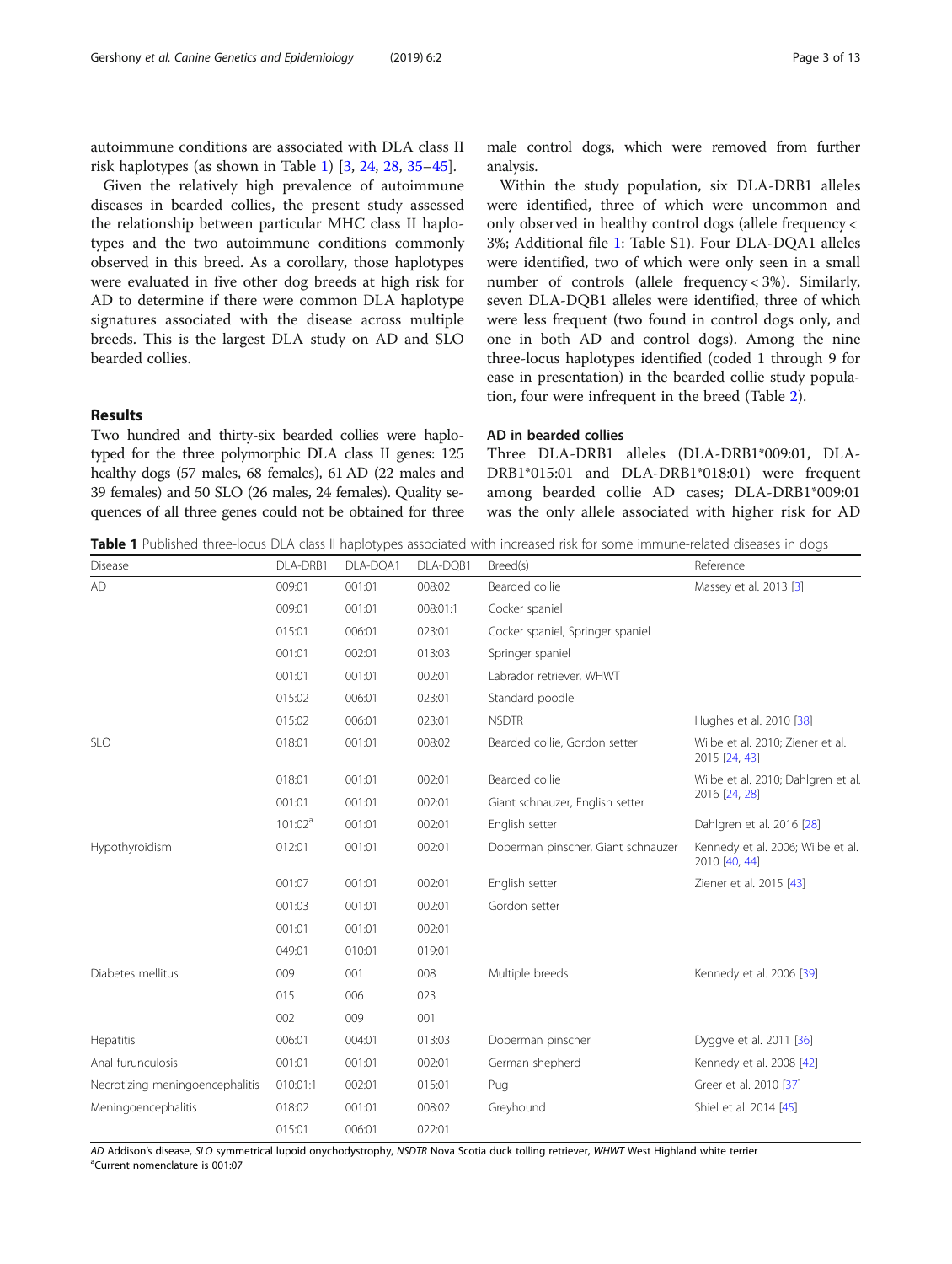autoimmune conditions are associated with DLA class II risk haplotypes (as shown in Table 1) [3, 24, 28, 35–45].

Given the relatively high prevalence of autoimmune diseases in bearded collies, the present study assessed the relationship between particular MHC class II haplotypes and the two autoimmune conditions commonly observed in this breed. As a corollary, those haplotypes were evaluated in five other dog breeds at high risk for AD to determine if there were common DLA haplotype signatures associated with the disease across multiple breeds. This is the largest DLA study on AD and SLO bearded collies.

## Results

Two hundred and thirty-six bearded collies were haplotyped for the three polymorphic DLA class II genes: 125 healthy dogs (57 males, 68 females), 61 AD (22 males and 39 females) and 50 SLO (26 males, 24 females). Quality sequences of all three genes could not be obtained for three male control dogs, which were removed from further analysis.

Within the study population, six DLA-DRB1 alleles were identified, three of which were uncommon and only observed in healthy control dogs (allele frequency < 3%; Additional file 1: Table S1). Four DLA-DQA1 alleles were identified, two of which were only seen in a small number of controls (allele frequency < 3%). Similarly, seven DLA-DQB1 alleles were identified, three of which were less frequent (two found in control dogs only, and one in both AD and control dogs). Among the nine three-locus haplotypes identified (coded 1 through 9 for ease in presentation) in the bearded collie study population, four were infrequent in the breed (Table 2).

### AD in bearded collies

Three DLA-DRB1 alleles (DLA-DRB1*009:01, DLA-DRB1*015:01 and DLA-DRB1*018:01) were frequent among bearded collie AD cases; DLA-DRB1*009:01 was the only allele associated with higher risk for AD

**Table 1** Published three-locus DLA class II haplotypes associated with increased risk for some immune-related diseases in dogs

| Disease | DLA-DRB1 | DLA-DQA1 | DLA-DQB1 | Breed(s) | Reference |
|---|---|---|---|---|---|
| AD | 009:01 | 001:01 | 008:02 | Bearded collie | Massey et al. 2013 [3] |
| | 009:01 | 001:01 | 008:01:1 | Cocker spaniel | |
| | 015:01 | 006:01 | 023:01 | Cocker spaniel, Springer spaniel | |
| | 001:01 | 002:01 | 013:03 | Springer spaniel | |
| | 001:01 | 001:01 | 002:01 | Labrador retriever, WHWT | |
| | 015:02 | 006:01 | 023:01 | Standard poodle | |
| | 015:02 | 006:01 | 023:01 | NSDTR | Hughes et al. 2010 [38] |
| SLO | 018:01 | 001:01 | 008:02 | Bearded collie, Gordon setter | Wilbe et al. 2010; Ziener et al. 2015 [24, 43] |
| | 018:01 | 001:01 | 002:01 | Bearded collie | Wilbe et al. 2010; Dahlgren et al. 2016 [24, 28] |
| | 001:01 | 001:01 | 002:01 | Giant schnauzer, English setter | |
| | 101:02[a] | 001:01 | 002:01 | English setter | Dahlgren et al. 2016 [28] |
| Hypothyroidism | 012:01 | 001:01 | 002:01 | Doberman pinscher, Giant schnauzer | Kennedy et al. 2006; Wilbe et al. 2010 [40, 44] |
| | 001:07 | 001:01 | 002:01 | English setter | Ziener et al. 2015 [43] |
| | 001:03 | 001:01 | 002:01 | Gordon setter | |
| | 001:01 | 001:01 | 002:01 | | |
| | 049:01 | 010:01 | 019:01 | | |
| Diabetes mellitus | 009 | 001 | 008 | Multiple breeds | Kennedy et al. 2006 [39] |
| | 015 | 006 | 023 | | |
| | 002 | 009 | 001 | | |
| Hepatitis | 006:01 | 004:01 | 013:03 | Doberman pinscher | Dyggve et al. 2011 [36] |
| Anal furunculosis | 001:01 | 001:01 | 002:01 | German shepherd | Kennedy et al. 2008 [42] |
| Necrotizing meningoencephalitis | 010:01:1 | 002:01 | 015:01 | Pug | Greer et al. 2010 [37] |
| Meningoencephalitis | 018:02 | 001:01 | 008:02 | Greyhound | Shiel et al. 2014 [45] |
| | 015:01 | 006:01 | 022:01 | | |

*AD* Addison's disease, *SLO* symmetrical lupoid onychodystrophy, *NSDTR* Nova Scotia duck tolling retriever, *WHWT* West Highland white terrier
[a]Current nomenclature is 001:07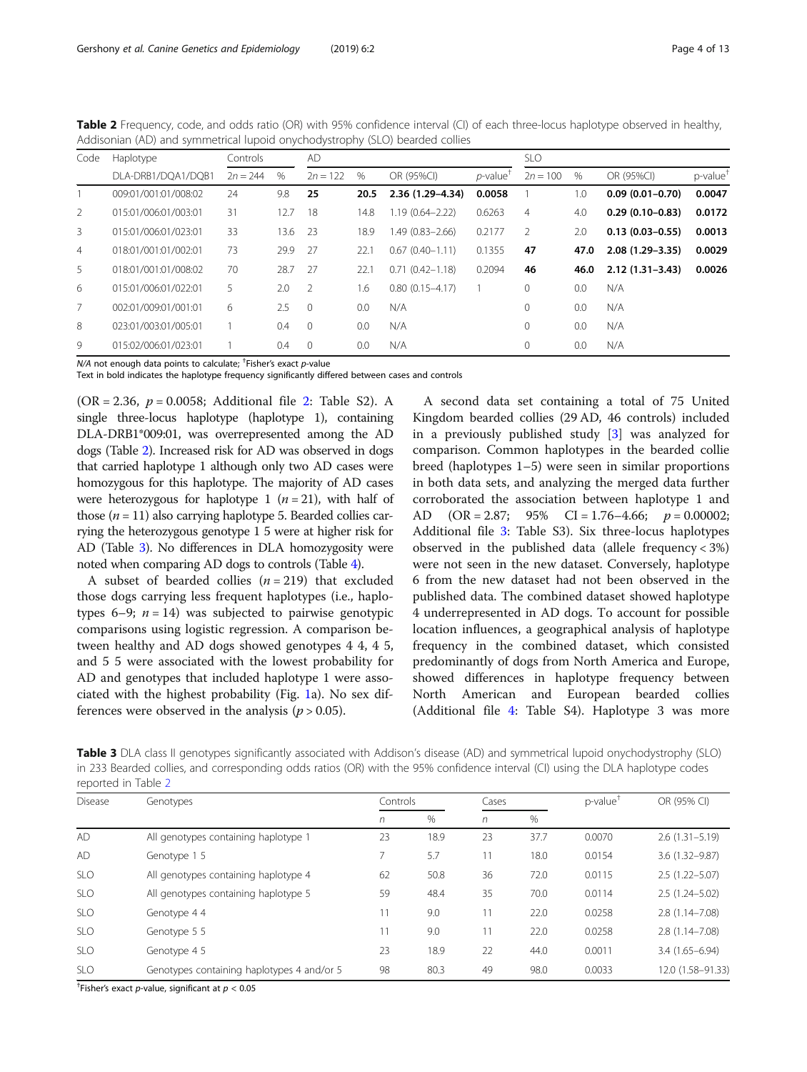**Table 2** Frequency, code, and odds ratio (OR) with 95% confidence interval (CI) of each three-locus haplotype observed in healthy, Addisonian (AD) and symmetrical lupoid onychodystrophy (SLO) bearded collies

| Code | Haplotype | Controls | | AD | | | | SLO | | | |
|---|---|---|---|---|---|---|---|---|---|---|---|
| | DLA-DRB1/DQA1/DQB1 | $2n = 244$ | % | $2n = 122$ | % | OR (95%CI) | $p$-value[†] | $2n = 100$ | % | OR (95%CI) | p-value[†] |
| 1 | 009:01/001:01/008:02 | 24 | 9.8 | **25** | **20.5** | **2.36 (1.29–4.34)** | **0.0058** | 1 | 1.0 | **0.09 (0.01–0.70)** | **0.0047** |
| 2 | 015:01/006:01/003:01 | 31 | 12.7 | 18 | 14.8 | 1.19 (0.64–2.22) | 0.6263 | 4 | 4.0 | **0.29 (0.10–0.83)** | **0.0172** |
| 3 | 015:01/006:01/023:01 | 33 | 13.6 | 23 | 18.9 | 1.49 (0.83–2.66) | 0.2177 | 2 | 2.0 | **0.13 (0.03–0.55)** | **0.0013** |
| 4 | 018:01/001:01/002:01 | 73 | 29.9 | 27 | 22.1 | 0.67 (0.40–1.11) | 0.1355 | **47** | **47.0** | **2.08 (1.29–3.35)** | **0.0029** |
| 5 | 018:01/001:01/008:02 | 70 | 28.7 | 27 | 22.1 | 0.71 (0.42–1.18) | 0.2094 | **46** | **46.0** | **2.12 (1.31–3.43)** | **0.0026** |
| 6 | 015:01/006:01/022:01 | 5 | 2.0 | 2 | 1.6 | 0.80 (0.15–4.17) | 1 | 0 | 0.0 | N/A | |
| 7 | 002:01/009:01/001:01 | 6 | 2.5 | 0 | 0.0 | N/A | | 0 | 0.0 | N/A | |
| 8 | 023:01/003:01/005:01 | 1 | 0.4 | 0 | 0.0 | N/A | | 0 | 0.0 | N/A | |
| 9 | 015:02/006:01/023:01 | 1 | 0.4 | 0 | 0.0 | N/A | | 0 | 0.0 | N/A | |

*N/A* not enough data points to calculate; [†]Fisher's exact *p*-value
Text in bold indicates the haplotype frequency significantly differed between cases and controls

(OR = 2.36, $p = 0.0058$; Additional file 2: Table S2). A single three-locus haplotype (haplotype 1), containing DLA-DRB1*009:01, was overrepresented among the AD dogs (Table 2). Increased risk for AD was observed in dogs that carried haplotype 1 although only two AD cases were homozygous for this haplotype. The majority of AD cases were heterozygous for haplotype 1 ($n = 21$), with half of those ($n = 11$) also carrying haplotype 5. Bearded collies carrying the heterozygous genotype 1 5 were at higher risk for AD (Table 3). No differences in DLA homozygosity were noted when comparing AD dogs to controls (Table 4).

A subset of bearded collies ($n = 219$) that excluded those dogs carrying less frequent haplotypes (i.e., haplotypes 6–9; $n = 14$) was subjected to pairwise genotypic comparisons using logistic regression. A comparison between healthy and AD dogs showed genotypes 4 4, 4 5, and 5 5 were associated with the lowest probability for AD and genotypes that included haplotype 1 were associated with the highest probability (Fig. 1a). No sex differences were observed in the analysis ($p > 0.05$).

A second data set containing a total of 75 United Kingdom bearded collies (29 AD, 46 controls) included in a previously published study [3] was analyzed for comparison. Common haplotypes in the bearded collie breed (haplotypes 1–5) were seen in similar proportions in both data sets, and analyzing the merged data further corroborated the association between haplotype 1 and AD (OR = 2.87; 95% CI = 1.76–4.66; $p = 0.00002$; Additional file 3: Table S3). Six three-locus haplotypes observed in the published data (allele frequency < 3%) were not seen in the new dataset. Conversely, haplotype 6 from the new dataset had not been observed in the published data. The combined dataset showed haplotype 4 underrepresented in AD dogs. To account for possible location influences, a geographical analysis of haplotype frequency in the combined dataset, which consisted predominantly of dogs from North America and Europe, showed differences in haplotype frequency between North American and European bearded collies (Additional file 4: Table S4). Haplotype 3 was more

**Table 3** DLA class II genotypes significantly associated with Addison's disease (AD) and symmetrical lupoid onychodystrophy (SLO) in 233 Bearded collies, and corresponding odds ratios (OR) with the 95% confidence interval (CI) using the DLA haplotype codes reported in Table 2

| Disease | Genotypes | Controls | | Cases | | p-value[†] | OR (95% CI) |
|---|---|---|---|---|---|---|---|
| | | *n* | % | *n* | % | | |
| AD | All genotypes containing haplotype 1 | 23 | 18.9 | 23 | 37.7 | 0.0070 | 2.6 (1.31–5.19) |
| AD | Genotype 1 5 | 7 | 5.7 | 11 | 18.0 | 0.0154 | 3.6 (1.32–9.87) |
| SLO | All genotypes containing haplotype 4 | 62 | 50.8 | 36 | 72.0 | 0.0115 | 2.5 (1.22–5.07) |
| SLO | All genotypes containing haplotype 5 | 59 | 48.4 | 35 | 70.0 | 0.0114 | 2.5 (1.24–5.02) |
| SLO | Genotype 4 4 | 11 | 9.0 | 11 | 22.0 | 0.0258 | 2.8 (1.14–7.08) |
| SLO | Genotype 5 5 | 11 | 9.0 | 11 | 22.0 | 0.0258 | 2.8 (1.14–7.08) |
| SLO | Genotype 4 5 | 23 | 18.9 | 22 | 44.0 | 0.0011 | 3.4 (1.65–6.94) |
| SLO | Genotypes containing haplotypes 4 and/or 5 | 98 | 80.3 | 49 | 98.0 | 0.0033 | 12.0 (1.58–91.33) |

[†]Fisher's exact *p*-value, significant at $p < 0.05$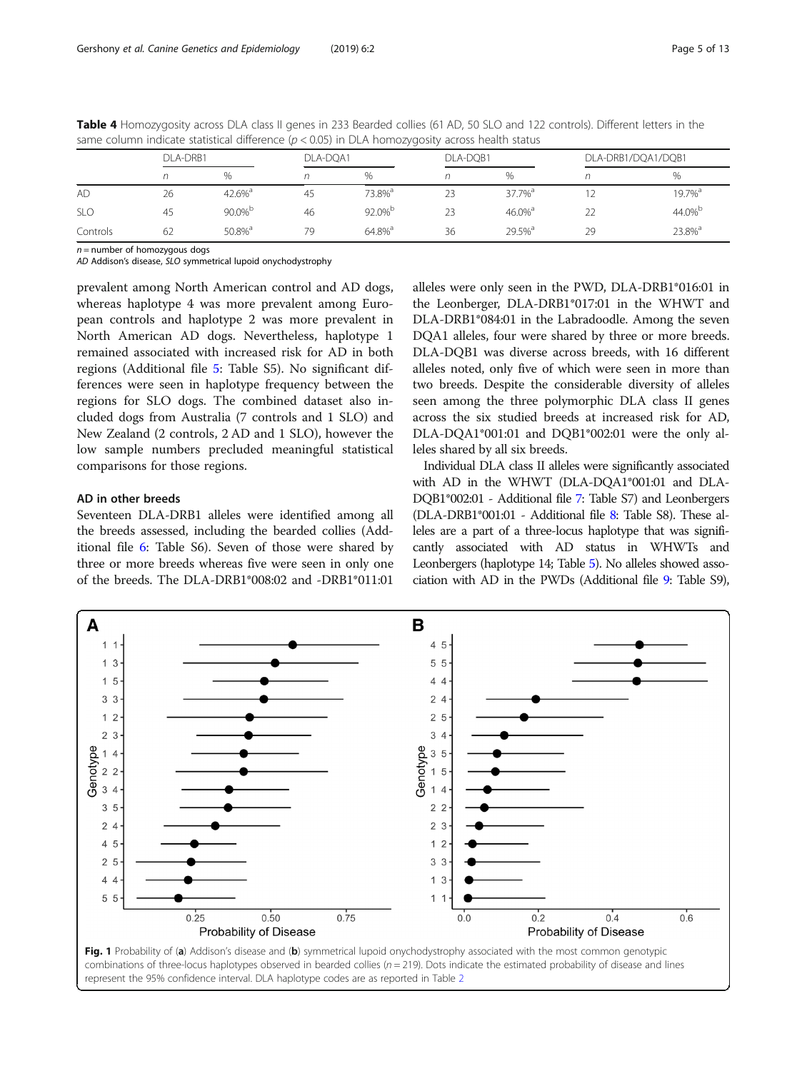**Table 4** Homozygosity across DLA class II genes in 233 Bearded collies (61 AD, 50 SLO and 122 controls). Different letters in the same column indicate statistical difference ($p < 0.05$) in DLA homozygosity across health status

| | DLA-DRB1 | | DLA-DQA1 | | DLA-DQB1 | | DLA-DRB1/DQA1/DQB1 | |
|---|---|---|---|---|---|---|---|---|
| | *n* | % | *n* | % | *n* | % | *n* | % |
| AD | 26 | 42.6%[a] | 45 | 73.8%[a] | 23 | 37.7%[a] | 12 | 19.7%[a] |
| SLO | 45 | 90.0%[b] | 46 | 92.0%[b] | 23 | 46.0%[a] | 22 | 44.0%[b] |
| Controls | 62 | 50.8%[a] | 79 | 64.8%[a] | 36 | 29.5%[a] | 29 | 23.8%[a] |

*n* = number of homozygous dogs
*AD* Addison's disease, *SLO* symmetrical lupoid onychodystrophy

prevalent among North American control and AD dogs, whereas haplotype 4 was more prevalent among European controls and haplotype 2 was more prevalent in North American AD dogs. Nevertheless, haplotype 1 remained associated with increased risk for AD in both regions (Additional file 5: Table S5). No significant differences were seen in haplotype frequency between the regions for SLO dogs. The combined dataset also included dogs from Australia (7 controls and 1 SLO) and New Zealand (2 controls, 2 AD and 1 SLO), however the low sample numbers precluded meaningful statistical comparisons for those regions.

### AD in other breeds

Seventeen DLA-DRB1 alleles were identified among all the breeds assessed, including the bearded collies (Additional file 6: Table S6). Seven of those were shared by three or more breeds whereas five were seen in only one of the breeds. The DLA-DRB1*008:02 and -DRB1*011:01 alleles were only seen in the PWD, DLA-DRB1*016:01 in the Leonberger, DLA-DRB1*017:01 in the WHWT and DLA-DRB1*084:01 in the Labradoodle. Among the seven DQA1 alleles, four were shared by three or more breeds. DLA-DQB1 was diverse across breeds, with 16 different alleles noted, only five of which were seen in more than two breeds. Despite the considerable diversity of alleles seen among the three polymorphic DLA class II genes across the six studied breeds at increased risk for AD, DLA-DQA1*001:01 and DQB1*002:01 were the only alleles shared by all six breeds.

Individual DLA class II alleles were significantly associated with AD in the WHWT (DLA-DQA1*001:01 and DLA-DQB1*002:01 - Additional file 7: Table S7) and Leonbergers (DLA-DRB1*001:01 - Additional file 8: Table S8). These alleles are a part of a three-locus haplotype that was significantly associated with AD status in WHWTs and Leonbergers (haplotype 14; Table 5). No alleles showed association with AD in the PWDs (Additional file 9: Table S9),

**Fig. 1** Probability of (**a**) Addison's disease and (**b**) symmetrical lupoid onychodystrophy associated with the most common genotypic combinations of three-locus haplotypes observed in bearded collies ($n = 219$). Dots indicate the estimated probability of disease and lines represent the 95% confidence interval. DLA haplotype codes are as reported in Table 2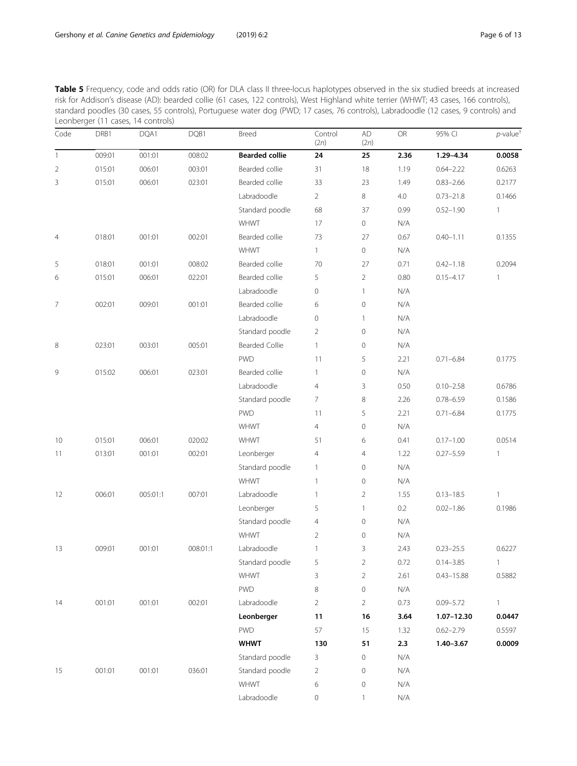**Table 5** Frequency, code and odds ratio (OR) for DLA class II three-locus haplotypes observed in the six studied breeds at increased risk for Addison's disease (AD): bearded collie (61 cases, 122 controls), West Highland white terrier (WHWT; 43 cases, 166 controls), standard poodles (30 cases, 55 controls), Portuguese water dog (PWD; 17 cases, 76 controls), Labradoodle (12 cases, 9 controls) and Leonberger (11 cases, 14 controls)

| Code | DRB1 | DQA1 | DQB1 | Breed | Control (2n) | AD (2n) | OR | 95% CI | p-value[†] |
|---|---|---|---|---|---|---|---|---|---|
| 1 | 009:01 | 001:01 | 008:02 | **Bearded collie** | **24** | **25** | **2.36** | **1.29–4.34** | **0.0058** |
| 2 | 015:01 | 006:01 | 003:01 | Bearded collie | 31 | 18 | 1.19 | 0.64–2.22 | 0.6263 |
| 3 | 015:01 | 006:01 | 023:01 | Bearded collie | 33 | 23 | 1.49 | 0.83–2.66 | 0.2177 |
| | | | | Labradoodle | 2 | 8 | 4.0 | 0.73–21.8 | 0.1466 |
| | | | | Standard poodle | 68 | 37 | 0.99 | 0.52–1.90 | 1 |
| | | | | WHWT | 17 | 0 | N/A | | |
| 4 | 018:01 | 001:01 | 002:01 | Bearded collie | 73 | 27 | 0.67 | 0.40–1.11 | 0.1355 |
| | | | | WHWT | 1 | 0 | N/A | | |
| 5 | 018:01 | 001:01 | 008:02 | Bearded collie | 70 | 27 | 0.71 | 0.42–1.18 | 0.2094 |
| 6 | 015:01 | 006:01 | 022:01 | Bearded collie | 5 | 2 | 0.80 | 0.15–4.17 | 1 |
| | | | | Labradoodle | 0 | 1 | N/A | | |
| 7 | 002:01 | 009:01 | 001:01 | Bearded collie | 6 | 0 | N/A | | |
| | | | | Labradoodle | 0 | 1 | N/A | | |
| | | | | Standard poodle | 2 | 0 | N/A | | |
| 8 | 023:01 | 003:01 | 005:01 | Bearded Collie | 1 | 0 | N/A | | |
| | | | | PWD | 11 | 5 | 2.21 | 0.71–6.84 | 0.1775 |
| 9 | 015:02 | 006:01 | 023:01 | Bearded collie | 1 | 0 | N/A | | |
| | | | | Labradoodle | 4 | 3 | 0.50 | 0.10–2.58 | 0.6786 |
| | | | | Standard poodle | 7 | 8 | 2.26 | 0.78–6.59 | 0.1586 |
| | | | | PWD | 11 | 5 | 2.21 | 0.71–6.84 | 0.1775 |
| | | | | WHWT | 4 | 0 | N/A | | |
| 10 | 015:01 | 006:01 | 020:02 | WHWT | 51 | 6 | 0.41 | 0.17–1.00 | 0.0514 |
| 11 | 013:01 | 001:01 | 002:01 | Leonberger | 4 | 4 | 1.22 | 0.27–5.59 | 1 |
| | | | | Standard poodle | 1 | 0 | N/A | | |
| | | | | WHWT | 1 | 0 | N/A | | |
| 12 | 006:01 | 005:01:1 | 007:01 | Labradoodle | 1 | 2 | 1.55 | 0.13–18.5 | 1 |
| | | | | Leonberger | 5 | 1 | 0.2 | 0.02–1.86 | 0.1986 |
| | | | | Standard poodle | 4 | 0 | N/A | | |
| | | | | WHWT | 2 | 0 | N/A | | |
| 13 | 009:01 | 001:01 | 008:01:1 | Labradoodle | 1 | 3 | 2.43 | 0.23–25.5 | 0.6227 |
| | | | | Standard poodle | 5 | 2 | 0.72 | 0.14–3.85 | 1 |
| | | | | WHWT | 3 | 2 | 2.61 | 0.43–15.88 | 0.5882 |
| | | | | PWD | 8 | 0 | N/A | | |
| 14 | 001:01 | 001:01 | 002:01 | Labradoodle | 2 | 2 | 0.73 | 0.09–5.72 | 1 |
| | | | | **Leonberger** | **11** | **16** | **3.64** | **1.07–12.30** | **0.0447** |
| | | | | PWD | 57 | 15 | 1.32 | 0.62–2.79 | 0.5597 |
| | | | | **WHWT** | **130** | **51** | **2.3** | **1.40–3.67** | **0.0009** |
| | | | | Standard poodle | 3 | 0 | N/A | | |
| 15 | 001:01 | 001:01 | 036:01 | Standard poodle | 2 | 0 | N/A | | |
| | | | | WHWT | 6 | 0 | N/A | | |
| | | | | Labradoodle | 0 | 1 | N/A | | |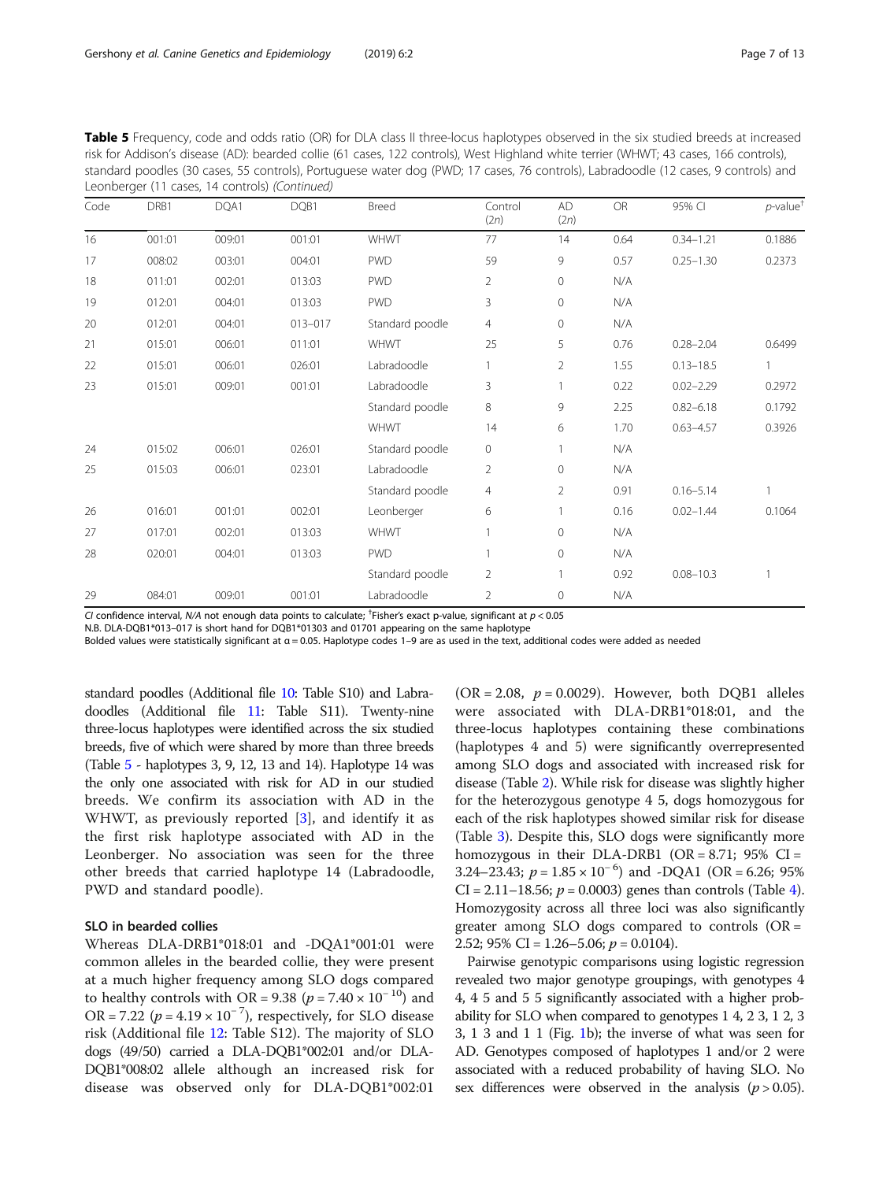**Table 5** Frequency, code and odds ratio (OR) for DLA class II three-locus haplotypes observed in the six studied breeds at increased risk for Addison's disease (AD): bearded collie (61 cases, 122 controls), West Highland white terrier (WHWT; 43 cases, 166 controls), standard poodles (30 cases, 55 controls), Portuguese water dog (PWD; 17 cases, 76 controls), Labradoodle (12 cases, 9 controls) and Leonberger (11 cases, 14 controls) *(Continued)*

| Code | DRB1 | DQA1 | DQB1 | Breed | Control (2*n*) | AD (2*n*) | OR | 95% CI | *p*-value[†] |
|---|---|---|---|---|---|---|---|---|---|
| 16 | 001:01 | 009:01 | 001:01 | WHWT | 77 | 14 | 0.64 | 0.34–1.21 | 0.1886 |
| 17 | 008:02 | 003:01 | 004:01 | PWD | 59 | 9 | 0.57 | 0.25–1.30 | 0.2373 |
| 18 | 011:01 | 002:01 | 013:03 | PWD | 2 | 0 | N/A | | |
| 19 | 012:01 | 004:01 | 013:03 | PWD | 3 | 0 | N/A | | |
| 20 | 012:01 | 004:01 | 013–017 | Standard poodle | 4 | 0 | N/A | | |
| 21 | 015:01 | 006:01 | 011:01 | WHWT | 25 | 5 | 0.76 | 0.28–2.04 | 0.6499 |
| 22 | 015:01 | 006:01 | 026:01 | Labradoodle | 1 | 2 | 1.55 | 0.13–18.5 | 1 |
| 23 | 015:01 | 009:01 | 001:01 | Labradoodle | 3 | 1 | 0.22 | 0.02–2.29 | 0.2972 |
| | | | | Standard poodle | 8 | 9 | 2.25 | 0.82–6.18 | 0.1792 |
| | | | | WHWT | 14 | 6 | 1.70 | 0.63–4.57 | 0.3926 |
| 24 | 015:02 | 006:01 | 026:01 | Standard poodle | 0 | 1 | N/A | | |
| 25 | 015:03 | 006:01 | 023:01 | Labradoodle | 2 | 0 | N/A | | |
| | | | | Standard poodle | 4 | 2 | 0.91 | 0.16–5.14 | 1 |
| 26 | 016:01 | 001:01 | 002:01 | Leonberger | 6 | 1 | 0.16 | 0.02–1.44 | 0.1064 |
| 27 | 017:01 | 002:01 | 013:03 | WHWT | 1 | 0 | N/A | | |
| 28 | 020:01 | 004:01 | 013:03 | PWD | 1 | 0 | N/A | | |
| | | | | Standard poodle | 2 | 1 | 0.92 | 0.08–10.3 | 1 |
| 29 | 084:01 | 009:01 | 001:01 | Labradoodle | 2 | 0 | N/A | | |

*CI* confidence interval, *N/A* not enough data points to calculate; [†]Fisher's exact p-value, significant at $p < 0.05$

N.B. DLA-DQB1*013–017 is short hand for DQB1*01303 and 01701 appearing on the same haplotype

Bolded values were statistically significant at α = 0.05. Haplotype codes 1–9 are as used in the text, additional codes were added as needed

standard poodles (Additional file 10: Table S10) and Labradoodles (Additional file 11: Table S11). Twenty-nine three-locus haplotypes were identified across the six studied breeds, five of which were shared by more than three breeds (Table 5 - haplotypes 3, 9, 12, 13 and 14). Haplotype 14 was the only one associated with risk for AD in our studied breeds. We confirm its association with AD in the WHWT, as previously reported [3], and identify it as the first risk haplotype associated with AD in the Leonberger. No association was seen for the three other breeds that carried haplotype 14 (Labradoodle, PWD and standard poodle).

### SLO in bearded collies

Whereas DLA-DRB1*018:01 and -DQA1*001:01 were common alleles in the bearded collie, they were present at a much higher frequency among SLO dogs compared to healthy controls with OR = 9.38 ($p = 7.40 \times 10^{-10}$) and OR = 7.22 ($p = 4.19 \times 10^{-7}$), respectively, for SLO disease risk (Additional file 12: Table S12). The majority of SLO dogs (49/50) carried a DLA-DQB1*002:01 and/or DLA-DQB1*008:02 allele although an increased risk for disease was observed only for DLA-DQB1*002:01 (OR = 2.08, $p = 0.0029$). However, both DQB1 alleles were associated with DLA-DRB1*018:01, and the three-locus haplotypes containing these combinations (haplotypes 4 and 5) were significantly overrepresented among SLO dogs and associated with increased risk for disease (Table 2). While risk for disease was slightly higher for the heterozygous genotype 4 5, dogs homozygous for each of the risk haplotypes showed similar risk for disease (Table 3). Despite this, SLO dogs were significantly more homozygous in their DLA-DRB1 (OR = 8.71; 95% CI = 3.24–23.43; $p = 1.85 \times 10^{-6}$) and -DQA1 (OR = 6.26; 95% CI = 2.11–18.56; $p = 0.0003$) genes than controls (Table 4). Homozygosity across all three loci was also significantly greater among SLO dogs compared to controls (OR = 2.52; 95% CI = 1.26–5.06; $p = 0.0104$).

Pairwise genotypic comparisons using logistic regression revealed two major genotype groupings, with genotypes 4 4, 4 5 and 5 5 significantly associated with a higher probability for SLO when compared to genotypes 1 4, 2 3, 1 2, 3 3, 1 3 and 1 1 (Fig. 1b); the inverse of what was seen for AD. Genotypes composed of haplotypes 1 and/or 2 were associated with a reduced probability of having SLO. No sex differences were observed in the analysis ($p > 0.05$).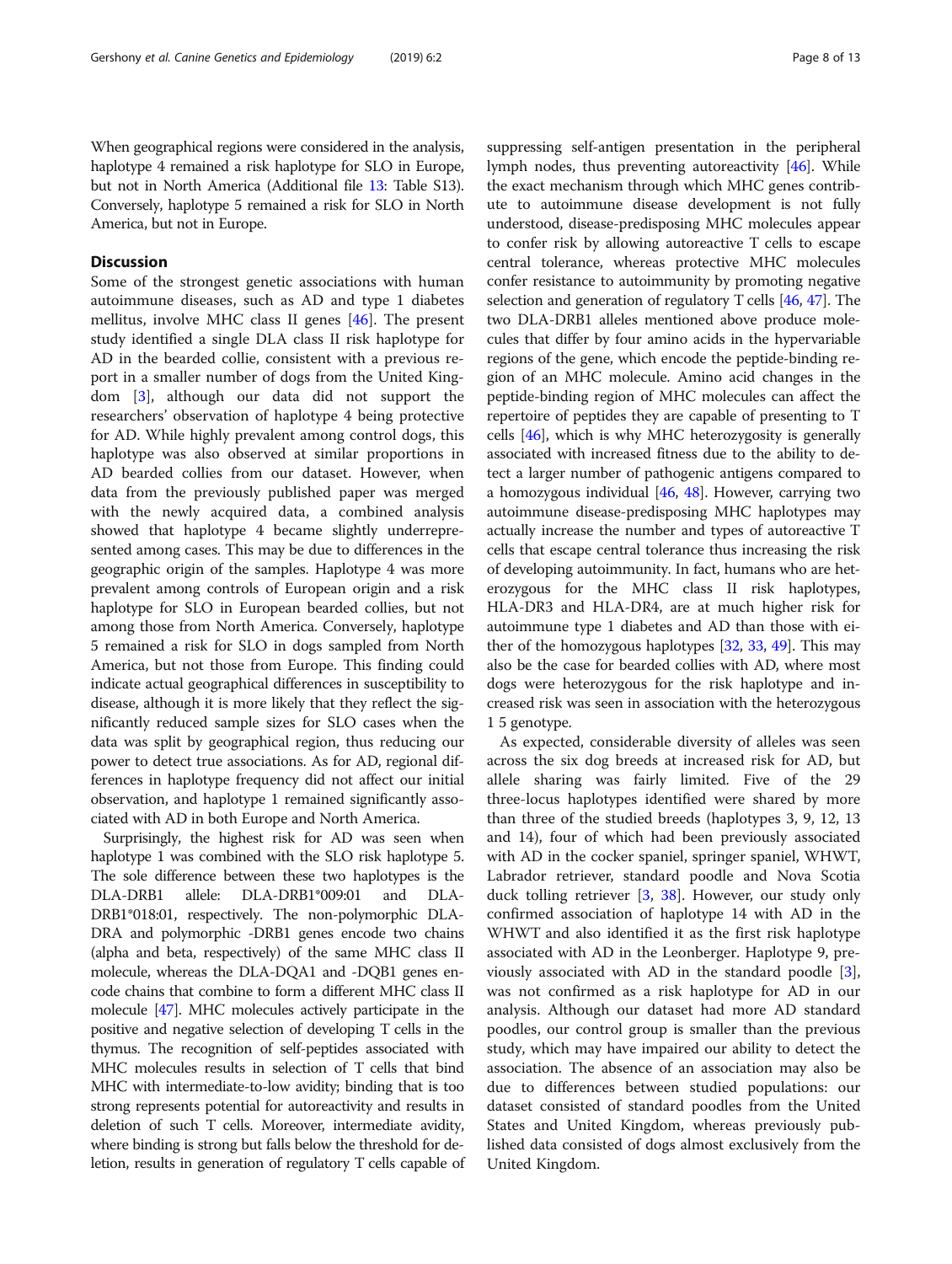When geographical regions were considered in the analysis, haplotype 4 remained a risk haplotype for SLO in Europe, but not in North America (Additional file 13: Table S13). Conversely, haplotype 5 remained a risk for SLO in North America, but not in Europe.

## Discussion

Some of the strongest genetic associations with human autoimmune diseases, such as AD and type 1 diabetes mellitus, involve MHC class II genes [46]. The present study identified a single DLA class II risk haplotype for AD in the bearded collie, consistent with a previous report in a smaller number of dogs from the United Kingdom [3], although our data did not support the researchers' observation of haplotype 4 being protective for AD. While highly prevalent among control dogs, this haplotype was also observed at similar proportions in AD bearded collies from our dataset. However, when data from the previously published paper was merged with the newly acquired data, a combined analysis showed that haplotype 4 became slightly underrepresented among cases. This may be due to differences in the geographic origin of the samples. Haplotype 4 was more prevalent among controls of European origin and a risk haplotype for SLO in European bearded collies, but not among those from North America. Conversely, haplotype 5 remained a risk for SLO in dogs sampled from North America, but not those from Europe. This finding could indicate actual geographical differences in susceptibility to disease, although it is more likely that they reflect the significantly reduced sample sizes for SLO cases when the data was split by geographical region, thus reducing our power to detect true associations. As for AD, regional differences in haplotype frequency did not affect our initial observation, and haplotype 1 remained significantly associated with AD in both Europe and North America.

Surprisingly, the highest risk for AD was seen when haplotype 1 was combined with the SLO risk haplotype 5. The sole difference between these two haplotypes is the DLA-DRB1 allele: DLA-DRB1*009:01 and DLA-DRB1*018:01, respectively. The non-polymorphic DLA-DRA and polymorphic -DRB1 genes encode two chains (alpha and beta, respectively) of the same MHC class II molecule, whereas the DLA-DQA1 and -DQB1 genes encode chains that combine to form a different MHC class II molecule [47]. MHC molecules actively participate in the positive and negative selection of developing T cells in the thymus. The recognition of self-peptides associated with MHC molecules results in selection of T cells that bind MHC with intermediate-to-low avidity; binding that is too strong represents potential for autoreactivity and results in deletion of such T cells. Moreover, intermediate avidity, where binding is strong but falls below the threshold for deletion, results in generation of regulatory T cells capable of suppressing self-antigen presentation in the peripheral lymph nodes, thus preventing autoreactivity [46]. While the exact mechanism through which MHC genes contribute to autoimmune disease development is not fully understood, disease-predisposing MHC molecules appear to confer risk by allowing autoreactive T cells to escape central tolerance, whereas protective MHC molecules confer resistance to autoimmunity by promoting negative selection and generation of regulatory T cells [46, 47]. The two DLA-DRB1 alleles mentioned above produce molecules that differ by four amino acids in the hypervariable regions of the gene, which encode the peptide-binding region of an MHC molecule. Amino acid changes in the peptide-binding region of MHC molecules can affect the repertoire of peptides they are capable of presenting to T cells [46], which is why MHC heterozygosity is generally associated with increased fitness due to the ability to detect a larger number of pathogenic antigens compared to a homozygous individual [46, 48]. However, carrying two autoimmune disease-predisposing MHC haplotypes may actually increase the number and types of autoreactive T cells that escape central tolerance thus increasing the risk of developing autoimmunity. In fact, humans who are heterozygous for the MHC class II risk haplotypes, HLA-DR3 and HLA-DR4, are at much higher risk for autoimmune type 1 diabetes and AD than those with either of the homozygous haplotypes [32, 33, 49]. This may also be the case for bearded collies with AD, where most dogs were heterozygous for the risk haplotype and increased risk was seen in association with the heterozygous 1 5 genotype.

As expected, considerable diversity of alleles was seen across the six dog breeds at increased risk for AD, but allele sharing was fairly limited. Five of the 29 three-locus haplotypes identified were shared by more than three of the studied breeds (haplotypes 3, 9, 12, 13 and 14), four of which had been previously associated with AD in the cocker spaniel, springer spaniel, WHWT, Labrador retriever, standard poodle and Nova Scotia duck tolling retriever [3, 38]. However, our study only confirmed association of haplotype 14 with AD in the WHWT and also identified it as the first risk haplotype associated with AD in the Leonberger. Haplotype 9, previously associated with AD in the standard poodle [3], was not confirmed as a risk haplotype for AD in our analysis. Although our dataset had more AD standard poodles, our control group is smaller than the previous study, which may have impaired our ability to detect the association. The absence of an association may also be due to differences between studied populations: our dataset consisted of standard poodles from the United States and United Kingdom, whereas previously published data consisted of dogs almost exclusively from the United Kingdom.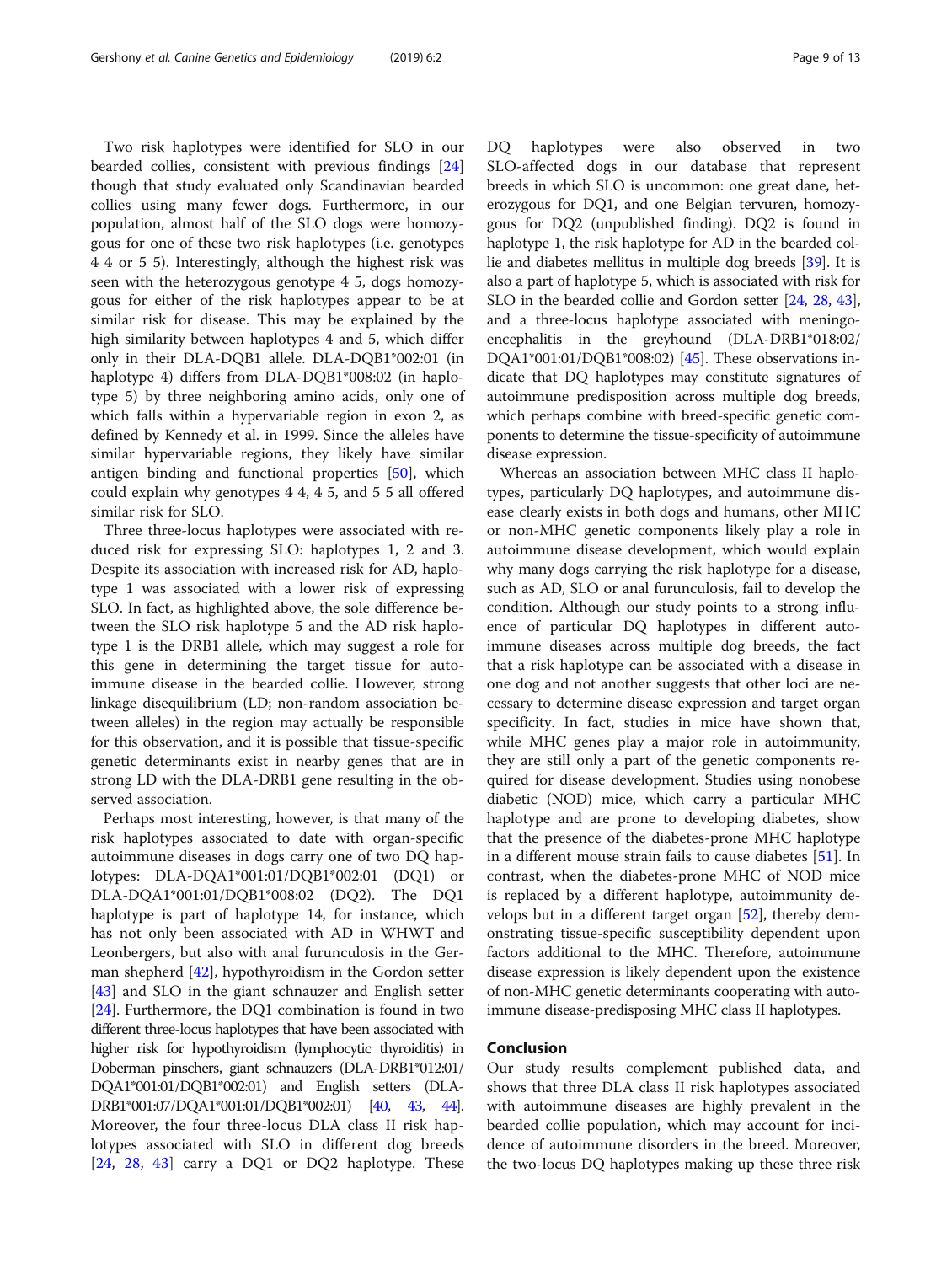Two risk haplotypes were identified for SLO in our bearded collies, consistent with previous findings [24] though that study evaluated only Scandinavian bearded collies using many fewer dogs. Furthermore, in our population, almost half of the SLO dogs were homozygous for one of these two risk haplotypes (i.e. genotypes 4 4 or 5 5). Interestingly, although the highest risk was seen with the heterozygous genotype 4 5, dogs homozygous for either of the risk haplotypes appear to be at similar risk for disease. This may be explained by the high similarity between haplotypes 4 and 5, which differ only in their DLA-DQB1 allele. DLA-DQB1*002:01 (in haplotype 4) differs from DLA-DQB1*008:02 (in haplotype 5) by three neighboring amino acids, only one of which falls within a hypervariable region in exon 2, as defined by Kennedy et al. in 1999. Since the alleles have similar hypervariable regions, they likely have similar antigen binding and functional properties [50], which could explain why genotypes 4 4, 4 5, and 5 5 all offered similar risk for SLO.

Three three-locus haplotypes were associated with reduced risk for expressing SLO: haplotypes 1, 2 and 3. Despite its association with increased risk for AD, haplotype 1 was associated with a lower risk of expressing SLO. In fact, as highlighted above, the sole difference between the SLO risk haplotype 5 and the AD risk haplotype 1 is the DRB1 allele, which may suggest a role for this gene in determining the target tissue for autoimmune disease in the bearded collie. However, strong linkage disequilibrium (LD; non-random association between alleles) in the region may actually be responsible for this observation, and it is possible that tissue-specific genetic determinants exist in nearby genes that are in strong LD with the DLA-DRB1 gene resulting in the observed association.

Perhaps most interesting, however, is that many of the risk haplotypes associated to date with organ-specific autoimmune diseases in dogs carry one of two DQ haplotypes: DLA-DQA1*001:01/DQB1*002:01 (DQ1) or DLA-DQA1*001:01/DQB1*008:02 (DQ2). The DQ1 haplotype is part of haplotype 14, for instance, which has not only been associated with AD in WHWT and Leonbergers, but also with anal furunculosis in the German shepherd [42], hypothyroidism in the Gordon setter [43] and SLO in the giant schnauzer and English setter [24]. Furthermore, the DQ1 combination is found in two different three-locus haplotypes that have been associated with higher risk for hypothyroidism (lymphocytic thyroiditis) in Doberman pinschers, giant schnauzers (DLA-DRB1*012:01/DQA1*001:01/DQB1*002:01) and English setters (DLA-DRB1*001:07/DQA1*001:01/DQB1*002:01) [40, 43, 44]. Moreover, the four three-locus DLA class II risk haplotypes associated with SLO in different dog breeds [24, 28, 43] carry a DQ1 or DQ2 haplotype. These DQ haplotypes were also observed in two SLO-affected dogs in our database that represent breeds in which SLO is uncommon: one great dane, heterozygous for DQ1, and one Belgian tervuren, homozygous for DQ2 (unpublished finding). DQ2 is found in haplotype 1, the risk haplotype for AD in the bearded collie and diabetes mellitus in multiple dog breeds [39]. It is also a part of haplotype 5, which is associated with risk for SLO in the bearded collie and Gordon setter [24, 28, 43], and a three-locus haplotype associated with meningoencephalitis in the greyhound (DLA-DRB1*018:02/DQA1*001:01/DQB1*008:02) [45]. These observations indicate that DQ haplotypes may constitute signatures of autoimmune predisposition across multiple dog breeds, which perhaps combine with breed-specific genetic components to determine the tissue-specificity of autoimmune disease expression.

Whereas an association between MHC class II haplotypes, particularly DQ haplotypes, and autoimmune disease clearly exists in both dogs and humans, other MHC or non-MHC genetic components likely play a role in autoimmune disease development, which would explain why many dogs carrying the risk haplotype for a disease, such as AD, SLO or anal furunculosis, fail to develop the condition. Although our study points to a strong influence of particular DQ haplotypes in different autoimmune diseases across multiple dog breeds, the fact that a risk haplotype can be associated with a disease in one dog and not another suggests that other loci are necessary to determine disease expression and target organ specificity. In fact, studies in mice have shown that, while MHC genes play a major role in autoimmunity, they are still only a part of the genetic components required for disease development. Studies using nonobese diabetic (NOD) mice, which carry a particular MHC haplotype and are prone to developing diabetes, show that the presence of the diabetes-prone MHC haplotype in a different mouse strain fails to cause diabetes [51]. In contrast, when the diabetes-prone MHC of NOD mice is replaced by a different haplotype, autoimmunity develops but in a different target organ [52], thereby demonstrating tissue-specific susceptibility dependent upon factors additional to the MHC. Therefore, autoimmune disease expression is likely dependent upon the existence of non-MHC genetic determinants cooperating with autoimmune disease-predisposing MHC class II haplotypes.

## Conclusion

Our study results complement published data, and shows that three DLA class II risk haplotypes associated with autoimmune diseases are highly prevalent in the bearded collie population, which may account for incidence of autoimmune disorders in the breed. Moreover, the two-locus DQ haplotypes making up these three risk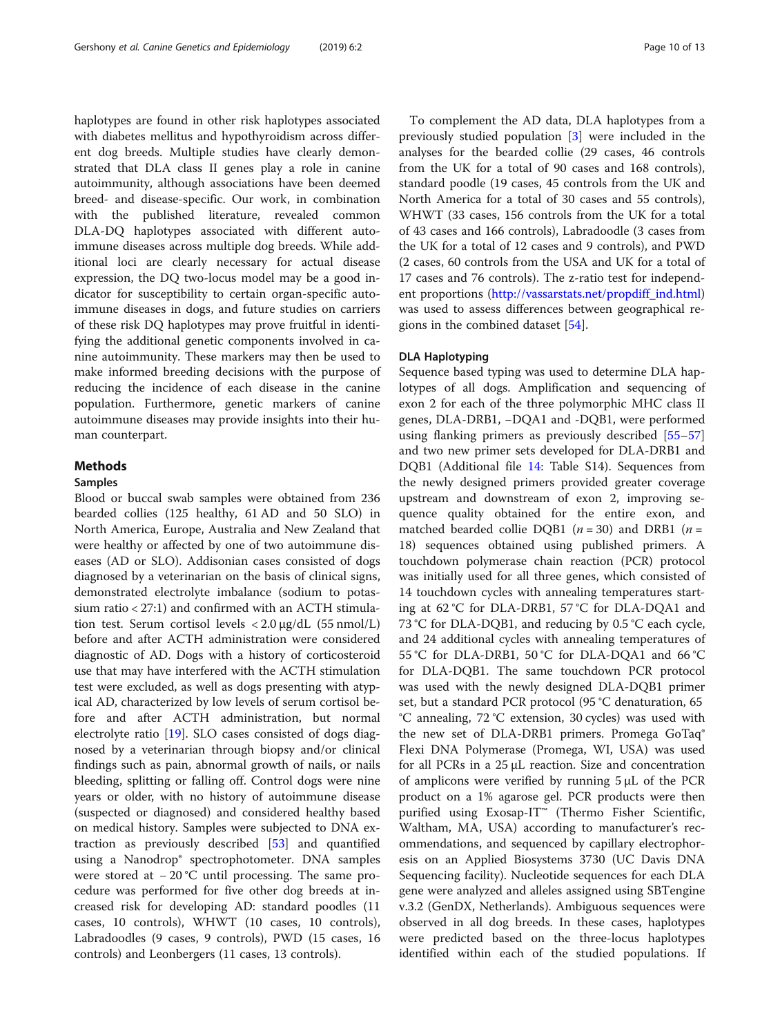haplotypes are found in other risk haplotypes associated with diabetes mellitus and hypothyroidism across different dog breeds. Multiple studies have clearly demonstrated that DLA class II genes play a role in canine autoimmunity, although associations have been deemed breed- and disease-specific. Our work, in combination with the published literature, revealed common DLA-DQ haplotypes associated with different autoimmune diseases across multiple dog breeds. While additional loci are clearly necessary for actual disease expression, the DQ two-locus model may be a good indicator for susceptibility to certain organ-specific autoimmune diseases in dogs, and future studies on carriers of these risk DQ haplotypes may prove fruitful in identifying the additional genetic components involved in canine autoimmunity. These markers may then be used to make informed breeding decisions with the purpose of reducing the incidence of each disease in the canine population. Furthermore, genetic markers of canine autoimmune diseases may provide insights into their human counterpart.

## Methods

### Samples

Blood or buccal swab samples were obtained from 236 bearded collies (125 healthy, 61 AD and 50 SLO) in North America, Europe, Australia and New Zealand that were healthy or affected by one of two autoimmune diseases (AD or SLO). Addisonian cases consisted of dogs diagnosed by a veterinarian on the basis of clinical signs, demonstrated electrolyte imbalance (sodium to potassium ratio < 27:1) and confirmed with an ACTH stimulation test. Serum cortisol levels < 2.0 μg/dL (55 nmol/L) before and after ACTH administration were considered diagnostic of AD. Dogs with a history of corticosteroid use that may have interfered with the ACTH stimulation test were excluded, as well as dogs presenting with atypical AD, characterized by low levels of serum cortisol before and after ACTH administration, but normal electrolyte ratio [19]. SLO cases consisted of dogs diagnosed by a veterinarian through biopsy and/or clinical findings such as pain, abnormal growth of nails, or nails bleeding, splitting or falling off. Control dogs were nine years or older, with no history of autoimmune disease (suspected or diagnosed) and considered healthy based on medical history. Samples were subjected to DNA extraction as previously described [53] and quantified using a Nanodrop® spectrophotometer. DNA samples were stored at − 20 °C until processing. The same procedure was performed for five other dog breeds at increased risk for developing AD: standard poodles (11 cases, 10 controls), WHWT (10 cases, 10 controls), Labradoodles (9 cases, 9 controls), PWD (15 cases, 16 controls) and Leonbergers (11 cases, 13 controls).

To complement the AD data, DLA haplotypes from a previously studied population [3] were included in the analyses for the bearded collie (29 cases, 46 controls from the UK for a total of 90 cases and 168 controls), standard poodle (19 cases, 45 controls from the UK and North America for a total of 30 cases and 55 controls), WHWT (33 cases, 156 controls from the UK for a total of 43 cases and 166 controls), Labradoodle (3 cases from the UK for a total of 12 cases and 9 controls), and PWD (2 cases, 60 controls from the USA and UK for a total of 17 cases and 76 controls). The z-ratio test for independent proportions (http://vassarstats.net/propdiff_ind.html) was used to assess differences between geographical regions in the combined dataset [54].

### DLA Haplotyping

Sequence based typing was used to determine DLA haplotypes of all dogs. Amplification and sequencing of exon 2 for each of the three polymorphic MHC class II genes, DLA-DRB1, −DQA1 and -DQB1, were performed using flanking primers as previously described [55–57] and two new primer sets developed for DLA-DRB1 and DQB1 (Additional file 14: Table S14). Sequences from the newly designed primers provided greater coverage upstream and downstream of exon 2, improving sequence quality obtained for the entire exon, and matched bearded collie DQB1 ($n = 30$) and DRB1 ($n = 18$) sequences obtained using published primers. A touchdown polymerase chain reaction (PCR) protocol was initially used for all three genes, which consisted of 14 touchdown cycles with annealing temperatures starting at 62 °C for DLA-DRB1, 57 °C for DLA-DQA1 and 73 °C for DLA-DQB1, and reducing by 0.5 °C each cycle, and 24 additional cycles with annealing temperatures of 55 °C for DLA-DRB1, 50 °C for DLA-DQA1 and 66 °C for DLA-DQB1. The same touchdown PCR protocol was used with the newly designed DLA-DQB1 primer set, but a standard PCR protocol (95 °C denaturation, 65 °C annealing, 72 °C extension, 30 cycles) was used with the new set of DLA-DRB1 primers. Promega GoTaq® Flexi DNA Polymerase (Promega, WI, USA) was used for all PCRs in a 25 μL reaction. Size and concentration of amplicons were verified by running 5 μL of the PCR product on a 1% agarose gel. PCR products were then purified using Exosap-IT™ (Thermo Fisher Scientific, Waltham, MA, USA) according to manufacturer's recommendations, and sequenced by capillary electrophoresis on an Applied Biosystems 3730 (UC Davis DNA Sequencing facility). Nucleotide sequences for each DLA gene were analyzed and alleles assigned using SBTengine v.3.2 (GenDX, Netherlands). Ambiguous sequences were observed in all dog breeds. In these cases, haplotypes were predicted based on the three-locus haplotypes identified within each of the studied populations. If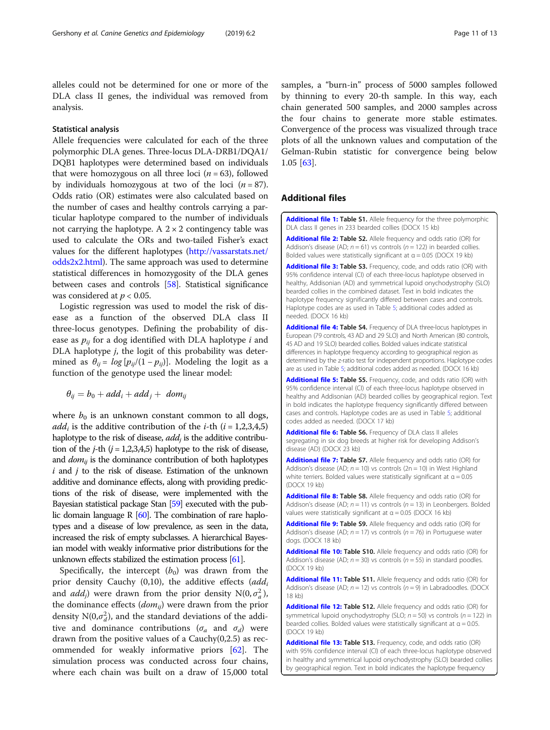alleles could not be determined for one or more of the DLA class II genes, the individual was removed from analysis.

### Statistical analysis

Allele frequencies were calculated for each of the three polymorphic DLA genes. Three-locus DLA-DRB1/DQA1/DQB1 haplotypes were determined based on individuals that were homozygous on all three loci ($n = 63$), followed by individuals homozygous at two of the loci ($n = 87$). Odds ratio (OR) estimates were also calculated based on the number of cases and healthy controls carrying a particular haplotype compared to the number of individuals not carrying the haplotype. A $2 \times 2$ contingency table was used to calculate the ORs and two-tailed Fisher's exact values for the different haplotypes (http://vassarstats.net/odds2x2.html). The same approach was used to determine statistical differences in homozygosity of the DLA genes between cases and controls [58]. Statistical significance was considered at $p < 0.05$.

Logistic regression was used to model the risk of disease as a function of the observed DLA class II three-locus genotypes. Defining the probability of disease as $p_{ij}$ for a dog identified with DLA haplotype $i$ and DLA haplotype $j$, the logit of this probability was determined as $\theta_{ij} = log\,[p_{ij}/(1 - p_{ij})]$. Modeling the logit as a function of the genotype used the linear model:

$$\theta_{ij} = b_0 + add_i + add_j + dom_{ij}$$

where $b_0$ is an unknown constant common to all dogs, $add_i$ is the additive contribution of the $i$-th ($i = 1,2,3,4,5$) haplotype to the risk of disease, $add_j$ is the additive contribution of the $j$-th ($j = 1,2,3,4,5$) haplotype to the risk of disease, and $dom_{ij}$ is the dominance contribution of both haplotypes $i$ and $j$ to the risk of disease. Estimation of the unknown additive and dominance effects, along with providing predictions of the risk of disease, were implemented with the Bayesian statistical package Stan [59] executed with the public domain language R [60]. The combination of rare haplotypes and a disease of low prevalence, as seen in the data, increased the risk of empty subclasses. A hierarchical Bayesian model with weakly informative prior distributions for the unknown effects stabilized the estimation process [61].

Specifically, the intercept ($b_0$) was drawn from the prior density Cauchy (0,10), the additive effects ($add_i$ and $add_j$) were drawn from the prior density $N(0,\sigma_a^2)$, the dominance effects ($dom_{ij}$) were drawn from the prior density $N(0,\sigma_d^2)$, and the standard deviations of the additive and dominance contributions ($\sigma_a$ and $\sigma_d$) were drawn from the positive values of a Cauchy(0,2.5) as recommended for weakly informative priors [62]. The simulation process was conducted across four chains, where each chain was built on a draw of 15,000 total samples, a "burn-in" process of 5000 samples followed by thinning to every 20-th sample. In this way, each chain generated 500 samples, and 2000 samples across the four chains to generate more stable estimates. Convergence of the process was visualized through trace plots of all the unknown values and computation of the Gelman-Rubin statistic for convergence being below 1.05 [63].

## Additional files

**Additional file 1: Table S1.** Allele frequency for the three polymorphic DLA class II genes in 233 bearded collies (DOCX 15 kb)

**Additional file 2: Table S2.** Allele frequency and odds ratio (OR) for Addison's disease (AD; $n = 61$) vs controls ($n = 122$) in bearded collies. Bolded values were statistically significant at α = 0.05 (DOCX 19 kb)

**Additional file 3: Table S3.** Frequency, code, and odds ratio (OR) with 95% confidence interval (CI) of each three-locus haplotype observed in healthy, Addisonian (AD) and symmetrical lupoid onychodystrophy (SLO) bearded collies in the combined dataset. Text in bold indicates the haplotype frequency significantly differed between cases and controls. Haplotype codes are as used in Table 5; additional codes added as needed. (DOCX 16 kb)

**Additional file 4: Table S4.** Frequency of DLA three-locus haplotypes in European (79 controls, 43 AD and 29 SLO) and North American (80 controls, 45 AD and 19 SLO) bearded collies. Bolded values indicate statistical differences in haplotype frequency according to geographical region as determined by the z-ratio test for independent proportions. Haplotype codes are as used in Table 5; additional codes added as needed. (DOCX 16 kb)

**Additional file 5: Table S5.** Frequency, code, and odds ratio (OR) with 95% confidence interval (CI) of each three-locus haplotype observed in healthy and Addisonian (AD) bearded collies by geographical region. Text in bold indicates the haplotype frequency significantly differed between cases and controls. Haplotype codes are as used in Table 5; additional codes added as needed. (DOCX 17 kb)

**Additional file 6: Table S6.** Frequency of DLA class II alleles segregating in six dog breeds at higher risk for developing Addison's disease (AD) (DOCX 23 kb)

**Additional file 7: Table S7.** Allele frequency and odds ratio (OR) for Addison's disease (AD; $n = 10$) vs controls (2n = 10) in West Highland white terriers. Bolded values were statistically significant at α = 0.05 (DOCX 19 kb)

**Additional file 8: Table S8.** Allele frequency and odds ratio (OR) for Addison's disease (AD; $n = 11$) vs controls ($n = 13$) in Leonbergers. Bolded values were statistically significant at α = 0.05 (DOCX 16 kb)

**Additional file 9: Table S9.** Allele frequency and odds ratio (OR) for Addison's disease (AD; $n = 17$) vs controls ($n = 76$) in Portuguese water dogs. (DOCX 18 kb)

**Additional file 10: Table S10.** Allele frequency and odds ratio (OR) for Addison's disease (AD; $n = 30$) vs controls ($n = 55$) in standard poodles. (DOCX 19 kb)

**Additional file 11: Table S11.** Allele frequency and odds ratio (OR) for Addison's disease (AD; $n = 12$) vs controls ($n = 9$) in Labradoodles. (DOCX 18 kb)

**Additional file 12: Table S12.** Allele frequency and odds ratio (OR) for symmetrical lupoid onychodystrophy (SLO; $n = 50$) vs controls ($n = 122$) in bearded collies. Bolded values were statistically significant at α = 0.05. (DOCX 19 kb)

**Additional file 13: Table S13.** Frequency, code, and odds ratio (OR) with 95% confidence interval (CI) of each three-locus haplotype observed in healthy and symmetrical lupoid onychodystrophy (SLO) bearded collies by geographical region. Text in bold indicates the haplotype frequency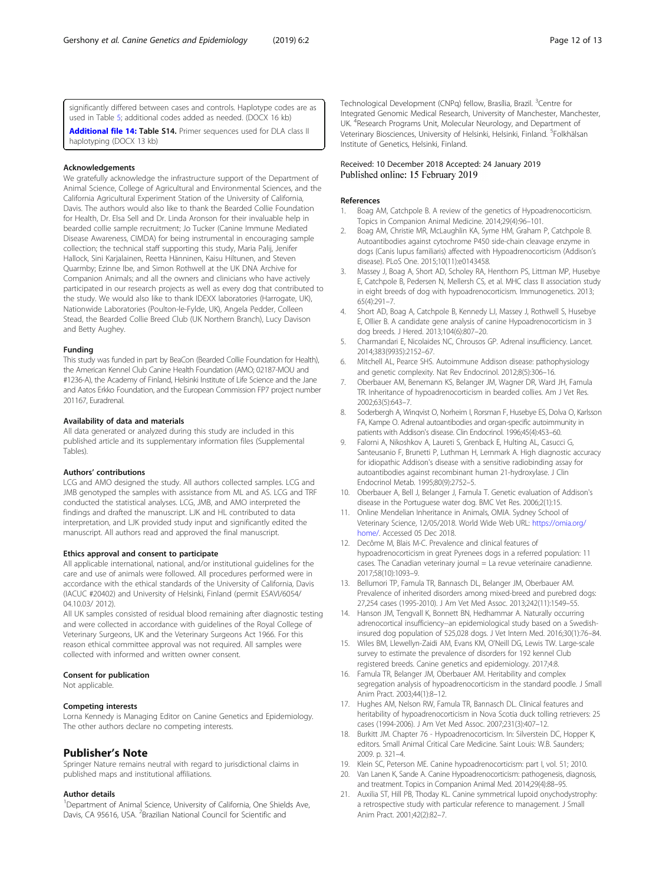significantly differed between cases and controls. Haplotype codes are as used in Table 5; additional codes added as needed. (DOCX 16 kb)

**Additional file 14: Table S14.** Primer sequences used for DLA class II haplotyping (DOCX 13 kb)

### Acknowledgements

We gratefully acknowledge the infrastructure support of the Department of Animal Science, College of Agricultural and Environmental Sciences, and the California Agricultural Experiment Station of the University of California, Davis. The authors would also like to thank the Bearded Collie Foundation for Health, Dr. Elsa Sell and Dr. Linda Aronson for their invaluable help in bearded collie sample recruitment; Jo Tucker (Canine Immune Mediated Disease Awareness, CIMDA) for being instrumental in encouraging sample collection; the technical staff supporting this study, Maria Palij, Jenifer Hallock, Sini Karjalainen, Reetta Hänninen, Kaisu Hiltunen, and Steven Quarmby; Ezinne Ibe, and Simon Rothwell at the UK DNA Archive for Companion Animals; and all the owners and clinicians who have actively participated in our research projects as well as every dog that contributed to the study. We would also like to thank IDEXX laboratories (Harrogate, UK), Nationwide Laboratories (Poulton-le-Fylde, UK), Angela Pedder, Colleen Stead, the Bearded Collie Breed Club (UK Northern Branch), Lucy Davison and Betty Aughey.

### Funding

This study was funded in part by BeaCon (Bearded Collie Foundation for Health), the American Kennel Club Canine Health Foundation (AMO; 02187-MOU and #1236-A), the Academy of Finland, Helsinki Institute of Life Science and the Jane and Aatos Erkko Foundation, and the European Commission FP7 project number 201167, Euradrenal.

### Availability of data and materials

All data generated or analyzed during this study are included in this published article and its supplementary information files (Supplemental Tables).

### Authors' contributions

LCG and AMO designed the study. All authors collected samples. LCG and JMB genotyped the samples with assistance from ML and AS. LCG and TRF conducted the statistical analyses. LCG, JMB, and AMO interpreted the findings and drafted the manuscript. LJK and HL contributed to data interpretation, and LJK provided study input and significantly edited the manuscript. All authors read and approved the final manuscript.

### Ethics approval and consent to participate

All applicable international, national, and/or institutional guidelines for the care and use of animals were followed. All procedures performed were in accordance with the ethical standards of the University of California, Davis (IACUC #20402) and University of Helsinki, Finland (permit ESAVI/6054/04.10.03/ 2012).

All UK samples consisted of residual blood remaining after diagnostic testing and were collected in accordance with guidelines of the Royal College of Veterinary Surgeons, UK and the Veterinary Surgeons Act 1966. For this reason ethical committee approval was not required. All samples were collected with informed and written owner consent.

### Consent for publication

Not applicable.

### Competing interests

Lorna Kennedy is Managing Editor on Canine Genetics and Epidemiology. The other authors declare no competing interests.

## Publisher's Note

Springer Nature remains neutral with regard to jurisdictional claims in published maps and institutional affiliations.

### Author details

[1]Department of Animal Science, University of California, One Shields Ave, Davis, CA 95616, USA. [2]Brazilian National Council for Scientific and Technological Development (CNPq) fellow, Brasília, Brazil. [3]Centre for Integrated Genomic Medical Research, University of Manchester, Manchester, UK. [4]Research Programs Unit, Molecular Neurology, and Department of Veterinary Biosciences, University of Helsinki, Helsinki, Finland. [5]Folkhälsan Institute of Genetics, Helsinki, Finland.

Received: 10 December 2018 Accepted: 24 January 2019
Published online: 15 February 2019

### References

1. Boag AM, Catchpole B. A review of the genetics of Hypoadrenocorticism. Topics in Companion Animal Medicine. 2014;29(4):96–101.
2. Boag AM, Christie MR, McLaughlin KA, Syme HM, Graham P, Catchpole B. Autoantibodies against cytochrome P450 side-chain cleavage enzyme in dogs (Canis lupus familiaris) affected with Hypoadrenocorticism (Addison's disease). PLoS One. 2015;10(11):e0143458.
3. Massey J, Boag A, Short AD, Scholey RA, Henthorn PS, Littman MP, Husebye E, Catchpole B, Pedersen N, Mellersh CS, et al. MHC class II association study in eight breeds of dog with hypoadrenocorticism. Immunogenetics. 2013; 65(4):291–7.
4. Short AD, Boag A, Catchpole B, Kennedy LJ, Massey J, Rothwell S, Husebye E, Ollier B. A candidate gene analysis of canine Hypoadrenocorticism in 3 dog breeds. J Hered. 2013;104(6):807–20.
5. Charmandari E, Nicolaides NC, Chrousos GP. Adrenal insufficiency. Lancet. 2014;383(9935):2152–67.
6. Mitchell AL, Pearce SHS. Autoimmune Addison disease: pathophysiology and genetic complexity. Nat Rev Endocrinol. 2012;8(5):306–16.
7. Oberbauer AM, Benemann KS, Belanger JM, Wagner DR, Ward JH, Famula TR. Inheritance of hypoadrenocorticism in bearded collies. Am J Vet Res. 2002;63(5):643–7.
8. Soderbergh A, Winqvist O, Norheim I, Rorsman F, Husebye ES, Dolva O, Karlsson FA, Kampe O. Adrenal autoantibodies and organ-specific autoimmunity in patients with Addison's disease. Clin Endocrinol. 1996;45(4):453–60.
9. Falorni A, Nikoshkov A, Laureti S, Grenback E, Hulting AL, Casucci G, Santeusanio F, Brunetti P, Luthman H, Lernmark A. High diagnostic accuracy for idiopathic Addison's disease with a sensitive radiobinding assay for autoantibodies against recombinant human 21-hydroxylase. J Clin Endocrinol Metab. 1995;80(9):2752–5.
10. Oberbauer A, Bell J, Belanger J, Famula T. Genetic evaluation of Addison's disease in the Portuguese water dog. BMC Vet Res. 2006;2(1):15.
11. Online Mendelian Inheritance in Animals, OMIA. Sydney School of Veterinary Science, 12/05/2018. World Wide Web URL: https://omia.org/home/. Accessed 05 Dec 2018.
12. Decôme M, Blais M-C. Prevalence and clinical features of hypoadrenocorticism in great Pyrenees dogs in a referred population: 11 cases. The Canadian veterinary journal = La revue veterinaire canadienne. 2017;58(10):1093–9.
13. Bellumori TP, Famula TR, Bannasch DL, Belanger JM, Oberbauer AM. Prevalence of inherited disorders among mixed-breed and purebred dogs: 27,254 cases (1995-2010). J Am Vet Med Assoc. 2013;242(11):1549–55.
14. Hanson JM, Tengvall K, Bonnett BN, Hedhammar A. Naturally occurring adrenocortical insufficiency--an epidemiological study based on a Swedish-insured dog population of 525,028 dogs. J Vet Intern Med. 2016;30(1):76–84.
15. Wiles BM, Llewellyn-Zaidi AM, Evans KM, O'Neill DG, Lewis TW. Large-scale survey to estimate the prevalence of disorders for 192 kennel Club registered breeds. Canine genetics and epidemiology. 2017;4:8.
16. Famula TR, Belanger JM, Oberbauer AM. Heritability and complex segregation analysis of hypoadrenocorticism in the standard poodle. J Small Anim Pract. 2003;44(1):8–12.
17. Hughes AM, Nelson RW, Famula TR, Bannasch DL. Clinical features and heritability of hypoadrenocorticism in Nova Scotia duck tolling retrievers: 25 cases (1994-2006). J Am Vet Med Assoc. 2007;231(3):407–12.
18. Burkitt JM. Chapter 76 - Hypoadrenocorticism. In: Silverstein DC, Hopper K, editors. Small Animal Critical Care Medicine. Saint Louis: W.B. Saunders; 2009. p. 321–4.
19. Klein SC, Peterson ME. Canine hypoadrenocorticism: part I, vol. 51; 2010.
20. Van Lanen K, Sande A. Canine Hypoadrenocorticism: pathogenesis, diagnosis, and treatment. Topics in Companion Animal Med. 2014;29(4):88–95.
21. Auxilia ST, Hill PB, Thoday KL. Canine symmetrical lupoid onychodystrophy: a retrospective study with particular reference to management. J Small Anim Pract. 2001;42(2):82–7.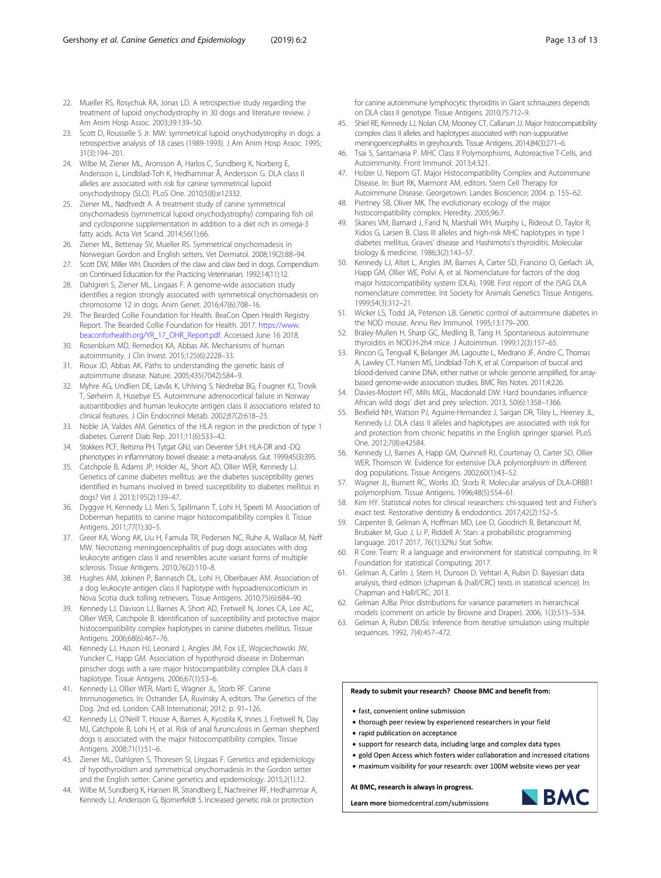22. Mueller RS, Rosychuk RA, Jonas LD. A retrospective study regarding the treatment of lupoid onychodystrophy in 30 dogs and literature review. J Am Anim Hosp Assoc. 2003;39:139–50.
23. Scott D, Rousselle S Jr. MW: symmetrical lupoid onychodystrophy in dogs: a retrospective analysis of 18 cases (1989-1993). J Am Anim Hosp Assoc. 1995; 31(3):194–201.
24. Wilbe M, Ziener ML, Aronsson A, Harlos C, Sundberg K, Norberg E, Andersson L, Lindblad-Toh K, Hedhammar Å, Andersson G. DLA class II alleles are associated with risk for canine symmetrical lupoid onychodystropy (SLO). PLoS One. 2010;5(8):e12332.
25. Ziener ML, Nødtvedt A. A treatment study of canine symmetrical onychomadesis (symmetrical lupoid onychodystrophy) comparing fish oil and cyclosporine supplementation in addition to a diet rich in omega-3 fatty acids. Acta Vet Scand. 2014;56(1):66.
26. Ziener ML, Bettenay SV, Mueller RS. Symmetrical onychomadesis in Norwegian Gordon and English setters. Vet Dermatol. 2008;19(2):88–94.
27. Scott DW, Miller WH. Disorders of the claw and claw bed in dogs. Compendium on Continued Education for the Practicing Veterinarian. 1992;14(11):12.
28. Dahlgren S, Ziener ML, Lingaas F. A genome-wide association study identifies a region strongly associated with symmetrical onychomadesis on chromosome 12 in dogs. Anim Genet. 2016;47(6):708–16.
29. The Bearded Collie Foundation for Health. BeaCon Open Health Registry Report. The Bearded Collie Foundation for Health. 2017. https://www.beaconforhealth.org/YR_17_OHR_Report.pdf. Accessed June 16 2018.
30. Rosenblum MD, Remedios KA, Abbas AK. Mechanisms of human autoimmunity. J Clin Invest. 2015;125(6):2228–33.
31. Rioux JD, Abbas AK. Paths to understanding the genetic basis of autoimmune disease. Nature. 2005;435(7042):584–9.
32. Myhre AG, Undlien DE, Løvås K, Uhlving S, Nedrebø BG, Fougner KJ, Trovik T, Sørheim JI, Husebye ES. Autoimmune adrenocortical failure in Norway autoantibodies and human leukocyte antigen class II associations related to clinical features. J Clin Endocrinol Metab. 2002;87(2):618–23.
33. Noble JA, Valdes AM. Genetics of the HLA region in the prediction of type 1 diabetes. Current Diab Rep. 2011;11(6):533–42.
34. Stokkers PCF, Reitsma PH, Tytgat GNJ, van Deventer SJH. HLA-DR and -DQ phenotypes in inflammatory bowel disease: a meta-analysis. Gut. 1999;45(3):395.
35. Catchpole B, Adams JP, Holder AL, Short AD, Ollier WER, Kennedy LJ. Genetics of canine diabetes mellitus: are the diabetes susceptibility genes identified in humans involved in breed susceptibility to diabetes mellitus in dogs? Vet J. 2013;195(2):139–47.
36. Dyggve H, Kennedy LJ, Meri S, Spillmann T, Lohi H, Speeti M. Association of Doberman hepatitis to canine major histocompatibility complex II. Tissue Antigens. 2011;77(1):30–5.
37. Greer KA, Wong AK, Liu H, Famula TR, Pedersen NC, Ruhe A, Wallace M, Neff MW. Necrotizing meningoencephalitis of pug dogs associates with dog leukocyte antigen class II and resembles acute variant forms of multiple sclerosis. Tissue Antigens. 2010;76(2):110–8.
38. Hughes AM, Jokinen P, Bannasch DL, Lohi H, Oberbauer AM. Association of a dog leukocyte antigen class II haplotype with hypoadrenocorticism in Nova Scotia duck tolling retrievers. Tissue Antigens. 2010;75(6):684–90.
39. Kennedy LJ, Davison LJ, Barnes A, Short AD, Fretwell N, Jones CA, Lee AC, Ollier WER, Catchpole B. Identification of susceptibility and protective major histocompatibility complex haplotypes in canine diabetes mellitus. Tissue Antigens. 2006;68(6):467–76.
40. Kennedy LJ, Huson HJ, Leonard J, Angles JM, Fox LE, Wojciechowski JW, Yuncker C, Happ GM. Association of hypothyroid disease in Doberman pinscher dogs with a rare major histocompatibility complex DLA class II haplotype. Tissue Antigens. 2006;67(1):53–6.
41. Kennedy LJ, Ollier WER, Marti E, Wagner JL, Storb RF. Canine Immunogenetics. In: Ostrander EA, Ruvinsky A, editors. The Genetics of the Dog. 2nd ed. London: CAB International; 2012. p. 91–126.
42. Kennedy LJ, O'Neill T, House A, Barnes A, Kyostila K, Innes J, Fretwell N, Day MJ, Catchpole B, Lohi H, et al. Risk of anal furunculosis in German shepherd dogs is associated with the major histocompatibility complex. Tissue Antigens. 2008;71(1):51–6.
43. Ziener ML, Dahlgren S, Thoresen SI, Lingaas F. Genetics and epidemiology of hypothyroidism and symmetrical onychomadesis in the Gordon setter and the English setter. Canine genetics and epidemiology. 2015;2(1):12.
44. Wilbe M, Sundberg K, Hansen IR, Strandberg E, Nachreiner RF, Hedhammar A, Kennedy LJ, Andersson G, Bjornerfeldt S. Increased genetic risk or protection for canine autoimmune lymphocytic thyroiditis in Giant schnauzers depends on DLA class II genotype. Tissue Antigens. 2010;75:712–9.
45. Shiel RE, Kennedy LJ, Nolan CM, Mooney CT, Callanan JJ. Major histocompatibility complex class II alleles and haplotypes associated with non-suppurative meningoencephalitis in greyhounds. Tissue Antigens. 2014;84(3):271–6.
46. Tsai S, Santamaria P. MHC Class II Polymorphisms, Autoreactive T-Cells, and Autoimmunity. Front Immunol. 2013;4:321.
47. Holzer U, Nepom GT. Major Histocompatibility Complex and Autoimmune Disease. In: Burt RK, Marmont AM, editors. Stem Cell Therapy for Autoimmune Disease. Georgetown: Landes Bioscience; 2004. p. 155–62.
48. Piertney SB, Oliver MK. The evolutionary ecology of the major histocompatibility complex. Heredity. 2005;96:7.
49. Skanes VM, Barnard J, Farid N, Marshall WH, Murphy L, Rideout D, Taylor R, Xidos G, Larsen B. Class III alleles and high-risk MHC haplotypes in type I diabetes mellitus, Graves' disease and Hashimoto's thyroiditis. Molecular biology & medicine. 1986;3(2):143–57.
50. Kennedy LJ, Altet L, Angles JM, Barnes A, Carter SD, Francino O, Gerlach JA, Happ GM, Ollier WE, Polvi A, et al. Nomenclature for factors of the dog major histocompatibility system (DLA), 1998. First report of the ISAG DLA nomenclature committee. Int Society for Animals Genetics Tissue Antigens. 1999;54(3):312–21.
51. Wicker LS, Todd JA, Peterson LB. Genetic control of autoimmune diabetes in the NOD mouse. Annu Rev Immunol. 1995;13:179–200.
52. Braley-Mullen H, Sharp GC, Medling B, Tang H. Spontaneous autoimmune thyroiditis in NOD.H-2h4 mice. J Autoimmun. 1999;12(3):157–65.
53. Rincon G, Tengvall K, Belanger JM, Lagoutte L, Medrano JF, Andre C, Thomas A, Lawley CT, Hansen MS, Lindblad-Toh K, et al. Comparison of buccal and blood-derived canine DNA, either native or whole genome amplified, for array-based genome-wide association studies. BMC Res Notes. 2011;4:226.
54. Davies-Mostert HT, Mills MGL, Macdonald DW: Hard boundaries influence African wild dogs' diet and prey selection. 2013, 50(6):1358–1366.
55. Bexfield NH, Watson PJ, Aguirre-Hernandez J, Sargan DR, Tiley L, Heeney JL, Kennedy LJ. DLA class II alleles and haplotypes are associated with risk for and protection from chronic hepatitis in the English springer spaniel. PLoS One. 2012;7(8):e42584.
56. Kennedy LJ, Barnes A, Happ GM, Quinnell RJ, Courtenay O, Carter SD, Ollier WER, Thomson W. Evidence for extensive DLA polymorphism in different dog populations. Tissue Antigens. 2002;60(1):43–52.
57. Wagner JL, Burnett RC, Works JD, Storb R. Molecular analysis of DLA-DRBB1 polymorphism. Tissue Antigens. 1996;48(5):554–61.
58. Kim HY. Statistical notes for clinical researchers: chi-squared test and Fisher's exact test. Restorative dentistry & endodontics. 2017;42(2):152–5.
59. Carpenter B, Gelman A, Hoffman MD, Lee D, Goodrich B, Betancourt M, Brubaker M, Guo J, Li P, Riddell A: Stan: a probabilistic programming language. 2017 2017, 76(1):32%J Stat Softw.
60. R Core. Team: R: a language and environment for statistical computing. In: R Foundation for statistical Computing; 2017.
61. Gelman A, Carlin J, Stern H, Dunson D, Vehtari A, Rubin D. Bayesian data analysis, third edition (chapman & {hall/CRC} texts in statistical science). In: Chapman and Hall/CRC; 2013.
62. Gelman AJBa: Prior distributions for variance parameters in hierarchical models (comment on article by Browne and Draper). 2006, 1(3):515–534.
63. Gelman A, Rubin DBJSs: Inference from iterative simulation using multiple sequences. 1992, 7(4):457–472.

**Ready to submit your research? Choose BMC and benefit from:**

- fast, convenient online submission
- thorough peer review by experienced researchers in your field
- rapid publication on acceptance
- support for research data, including large and complex data types
- gold Open Access which fosters wider collaboration and increased citations
- maximum visibility for your research: over 100M website views per year

**At BMC, research is always in progress.**

**Learn more** biomedcentral.com/submissions

BMC